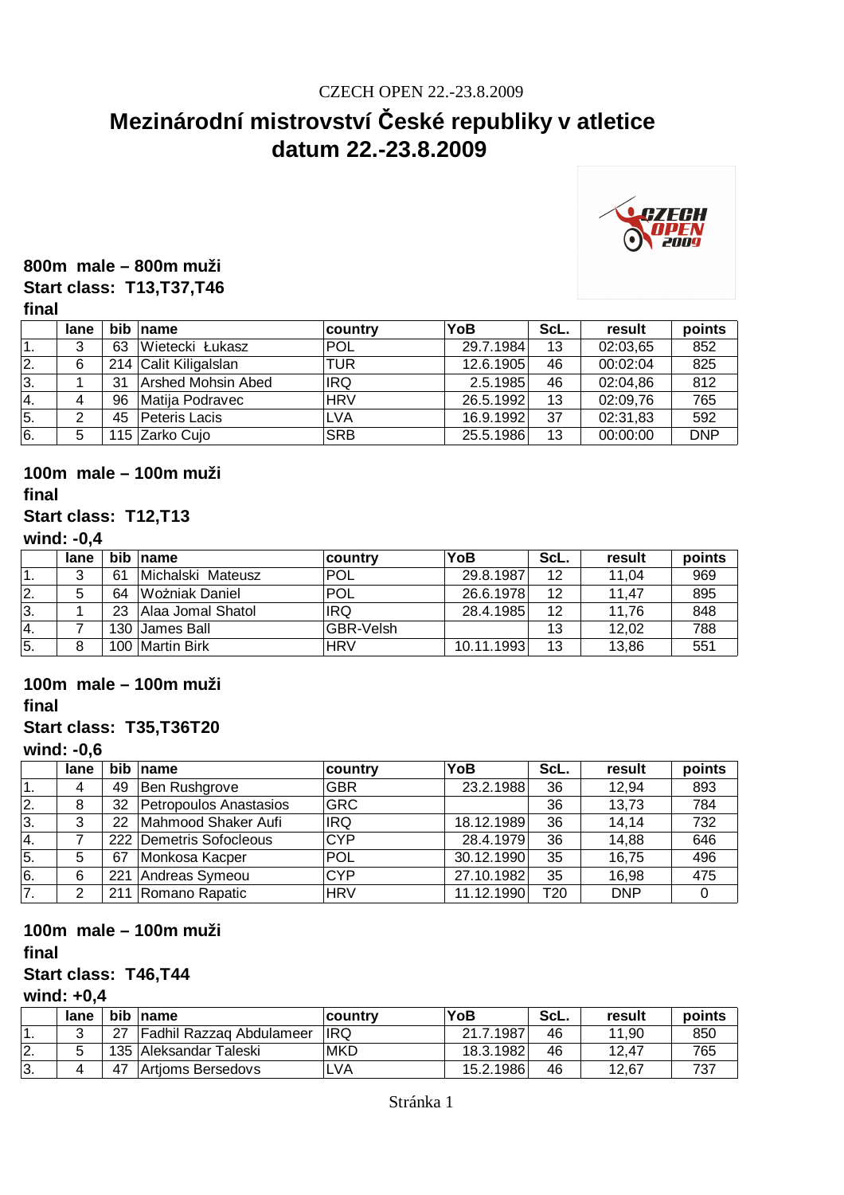CZECH OPEN 22.-23.8.2009

# Mezinárodní mistrovství České republiky v atletice
# datum 22.-23.8.2009

### 800m male – 800m muži
### Start class: T13,T37,T46
### final

| | lane | bib | name | country | YoB | ScL. | result | points |
|---|---|---|---|---|---|---|---|---|
| 1. | 3 | 63 | Wietecki Łukasz | POL | 29.7.1984 | 13 | 02:03,65 | 852 |
| 2. | 6 | 214 | Calit Kiligalslan | TUR | 12.6.1905 | 46 | 00:02:04 | 825 |
| 3. | 1 | 31 | Arshed Mohsin Abed | IRQ | 2.5.1985 | 46 | 02:04,86 | 812 |
| 4. | 4 | 96 | Matija Podravec | HRV | 26.5.1992 | 13 | 02:09,76 | 765 |
| 5. | 2 | 45 | Peteris Lacis | LVA | 16.9.1992 | 37 | 02:31,83 | 592 |
| 6. | 5 | 115 | Zarko Cujo | SRB | 25.5.1986 | 13 | 00:00:00 | DNP |

### 100m male – 100m muži
### final
### Start class: T12,T13
### wind: -0,4

| | lane | bib | name | country | YoB | ScL. | result | points |
|---|---|---|---|---|---|---|---|---|
| 1. | 3 | 61 | Michalski Mateusz | POL | 29.8.1987 | 12 | 11,04 | 969 |
| 2. | 5 | 64 | Woźniak Daniel | POL | 26.6.1978 | 12 | 11,47 | 895 |
| 3. | 1 | 23 | Alaa Jomal Shatol | IRQ | 28.4.1985 | 12 | 11,76 | 848 |
| 4. | 7 | 130 | James Ball | GBR-Velsh | | 13 | 12,02 | 788 |
| 5. | 8 | 100 | Martin Birk | HRV | 10.11.1993 | 13 | 13,86 | 551 |

### 100m male – 100m muži
### final
### Start class: T35,T36T20
### wind: -0,6

| | lane | bib | name | country | YoB | ScL. | result | points |
|---|---|---|---|---|---|---|---|---|
| 1. | 4 | 49 | Ben Rushgrove | GBR | 23.2.1988 | 36 | 12,94 | 893 |
| 2. | 8 | 32 | Petropoulos Anastasios | GRC | | 36 | 13,73 | 784 |
| 3. | 3 | 22 | Mahmood Shaker Aufi | IRQ | 18.12.1989 | 36 | 14,14 | 732 |
| 4. | 7 | 222 | Demetris Sofocleous | CYP | 28.4.1979 | 36 | 14,88 | 646 |
| 5. | 5 | 67 | Monkosa Kacper | POL | 30.12.1990 | 35 | 16,75 | 496 |
| 6. | 6 | 221 | Andreas Symeou | CYP | 27.10.1982 | 35 | 16,98 | 475 |
| 7. | 2 | 211 | Romano Rapatic | HRV | 11.12.1990 | T20 | DNP | 0 |

### 100m male – 100m muži
### final
### Start class: T46,T44
### wind: +0,4

| | lane | bib | name | country | YoB | ScL. | result | points |
|---|---|---|---|---|---|---|---|---|
| 1. | 3 | 27 | Fadhil Razzaq Abdulameer | IRQ | 21.7.1987 | 46 | 11,90 | 850 |
| 2. | 5 | 135 | Aleksandar Taleski | MKD | 18.3.1982 | 46 | 12,47 | 765 |
| 3. | 4 | 47 | Artjoms Bersedovs | LVA | 15.2.1986 | 46 | 12,67 | 737 |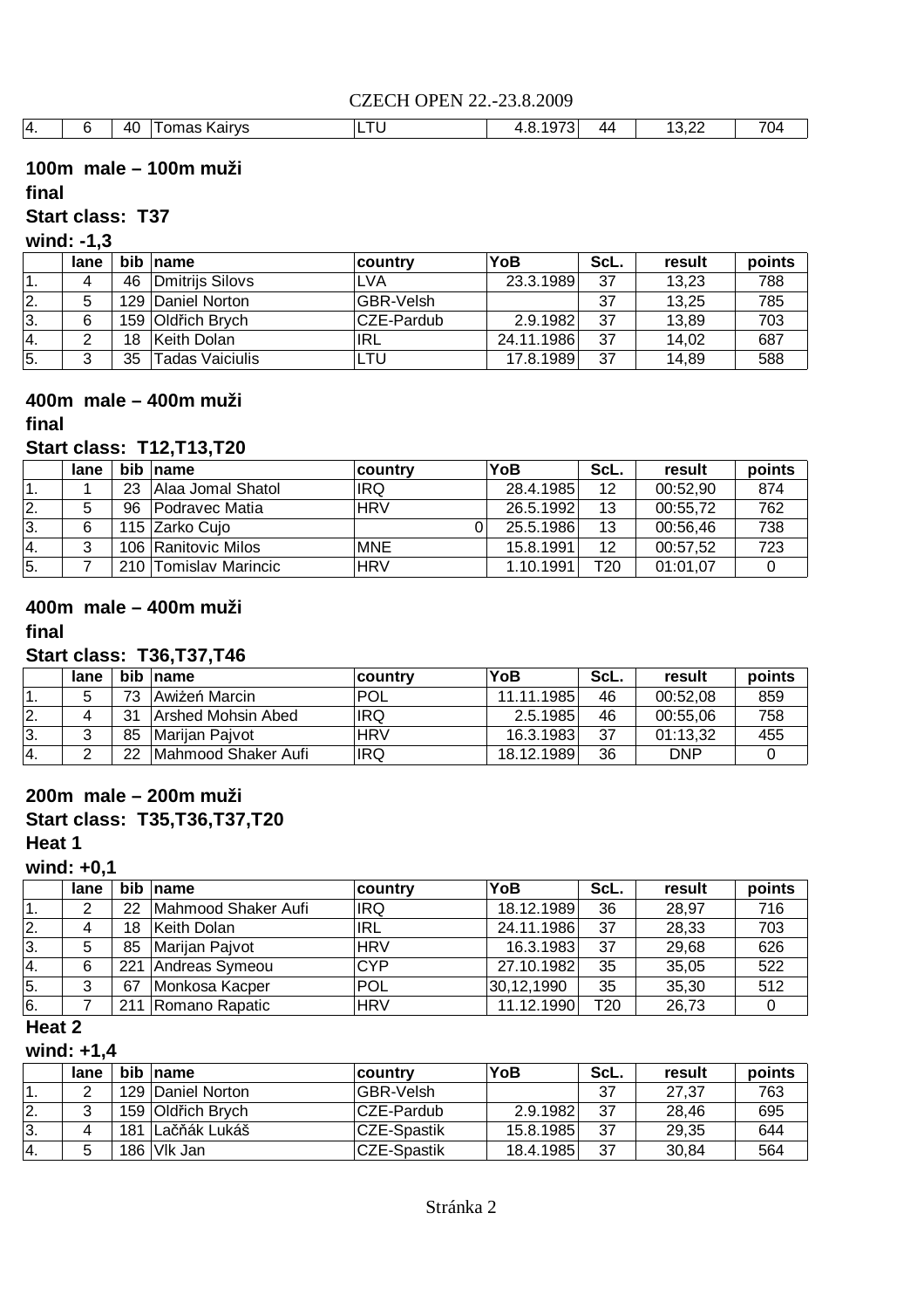| 4. | 6 | 40 | Tomas Kairys | LTU | 4.8.1973 | 44 | 13,22 | 704 |
|---|---|---|---|---|---|---|---|---|

**100m male – 100m muži**

**final**

**Start class: T37**

**wind: -1,3**

| | lane | bib | name | country | YoB | ScL. | result | points |
|---|---|---|---|---|---|---|---|---|
| 1. | 4 | 46 | Dmitrijs Silovs | LVA | 23.3.1989 | 37 | 13,23 | 788 |
| 2. | 5 | 129 | Daniel Norton | GBR-Velsh | | 37 | 13,25 | 785 |
| 3. | 6 | 159 | Oldřich Brych | CZE-Pardub | 2.9.1982 | 37 | 13,89 | 703 |
| 4. | 2 | 18 | Keith Dolan | IRL | 24.11.1986 | 37 | 14,02 | 687 |
| 5. | 3 | 35 | Tadas Vaiciulis | LTU | 17.8.1989 | 37 | 14,89 | 588 |

**400m male – 400m muži**

**final**

**Start class: T12,T13,T20**

| | lane | bib | name | country | YoB | ScL. | result | points |
|---|---|---|---|---|---|---|---|---|
| 1. | 1 | 23 | Alaa Jomal Shatol | IRQ | 28.4.1985 | 12 | 00:52,90 | 874 |
| 2. | 5 | 96 | Podravec Matia | HRV | 26.5.1992 | 13 | 00:55,72 | 762 |
| 3. | 6 | 115 | Zarko Cujo | 0 | 25.5.1986 | 13 | 00:56,46 | 738 |
| 4. | 3 | 106 | Ranitovic Milos | MNE | 15.8.1991 | 12 | 00:57,52 | 723 |
| 5. | 7 | 210 | Tomislav Marincic | HRV | 1.10.1991 | T20 | 01:01,07 | 0 |

**400m male – 400m muži**

**final**

**Start class: T36,T37,T46**

| | lane | bib | name | country | YoB | ScL. | result | points |
|---|---|---|---|---|---|---|---|---|
| 1. | 5 | 73 | Awiżeń Marcin | POL | 11.11.1985 | 46 | 00:52,08 | 859 |
| 2. | 4 | 31 | Arshed Mohsin Abed | IRQ | 2.5.1985 | 46 | 00:55,06 | 758 |
| 3. | 3 | 85 | Marijan Pajvot | HRV | 16.3.1983 | 37 | 01:13,32 | 455 |
| 4. | 2 | 22 | Mahmood Shaker Aufi | IRQ | 18.12.1989 | 36 | DNP | 0 |

**200m male – 200m muži**

**Start class: T35,T36,T37,T20**

**Heat 1**

**wind: +0,1**

| | lane | bib | name | country | YoB | ScL. | result | points |
|---|---|---|---|---|---|---|---|---|
| 1. | 2 | 22 | Mahmood Shaker Aufi | IRQ | 18.12.1989 | 36 | 28,97 | 716 |
| 2. | 4 | 18 | Keith Dolan | IRL | 24.11.1986 | 37 | 28,33 | 703 |
| 3. | 5 | 85 | Marijan Pajvot | HRV | 16.3.1983 | 37 | 29,68 | 626 |
| 4. | 6 | 221 | Andreas Symeou | CYP | 27.10.1982 | 35 | 35,05 | 522 |
| 5. | 3 | 67 | Monkosa Kacper | POL | 30,12,1990 | 35 | 35,30 | 512 |
| 6. | 7 | 211 | Romano Rapatic | HRV | 11.12.1990 | T20 | 26,73 | 0 |

**Heat 2**

**wind: +1,4**

| | lane | bib | name | country | YoB | ScL. | result | points |
|---|---|---|---|---|---|---|---|---|
| 1. | 2 | 129 | Daniel Norton | GBR-Velsh | | 37 | 27,37 | 763 |
| 2. | 3 | 159 | Oldřich Brych | CZE-Pardub | 2.9.1982 | 37 | 28,46 | 695 |
| 3. | 4 | 181 | Lačňák Lukáš | CZE-Spastik | 15.8.1985 | 37 | 29,35 | 644 |
| 4. | 5 | 186 | Vlk Jan | CZE-Spastik | 18.4.1985 | 37 | 30,84 | 564 |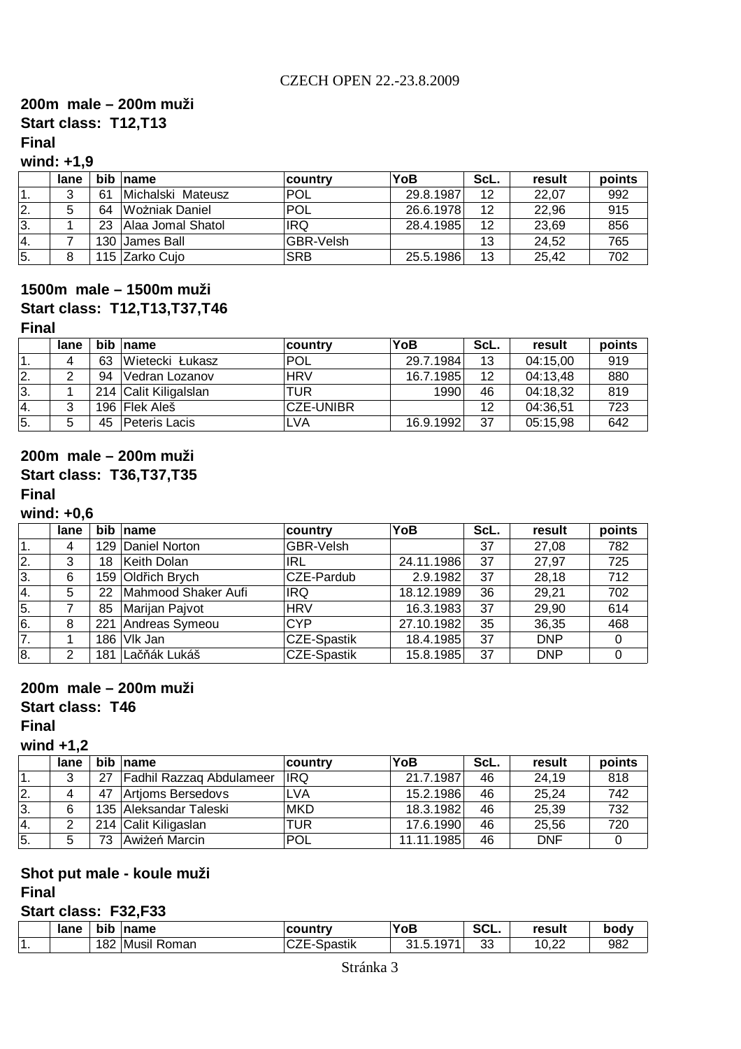CZECH OPEN 22.-23.8.2009

**200m male – 200m muži**

**Start class: T12,T13**

**Final**

**wind: +1,9**

| | lane | bib | name | country | YoB | ScL. | result | points |
|---|---|---|---|---|---|---|---|---|
| 1. | 3 | 61 | Michalski Mateusz | POL | 29.8.1987 | 12 | 22,07 | 992 |
| 2. | 5 | 64 | Woźniak Daniel | POL | 26.6.1978 | 12 | 22,96 | 915 |
| 3. | 1 | 23 | Alaa Jomal Shatol | IRQ | 28.4.1985 | 12 | 23,69 | 856 |
| 4. | 7 | 130 | James Ball | GBR-Velsh | | 13 | 24,52 | 765 |
| 5. | 8 | 115 | Zarko Cujo | SRB | 25.5.1986 | 13 | 25,42 | 702 |

**1500m male – 1500m muži**

**Start class: T12,T13,T37,T46**

**Final**

| | lane | bib | name | country | YoB | ScL. | result | points |
|---|---|---|---|---|---|---|---|---|
| 1. | 4 | 63 | Wietecki Łukasz | POL | 29.7.1984 | 13 | 04:15,00 | 919 |
| 2. | 2 | 94 | Vedran Lozanov | HRV | 16.7.1985 | 12 | 04:13,48 | 880 |
| 3. | 1 | 214 | Calit Kiligalslan | TUR | 1990 | 46 | 04:18,32 | 819 |
| 4. | 3 | 196 | Flek Aleš | CZE-UNIBR | | 12 | 04:36,51 | 723 |
| 5. | 5 | 45 | Peteris Lacis | LVA | 16.9.1992 | 37 | 05:15,98 | 642 |

**200m male – 200m muži**

**Start class: T36,T37,T35**

**Final**

**wind: +0,6**

| | lane | bib | name | country | YoB | ScL. | result | points |
|---|---|---|---|---|---|---|---|---|
| 1. | 4 | 129 | Daniel Norton | GBR-Velsh | | 37 | 27,08 | 782 |
| 2. | 3 | 18 | Keith Dolan | IRL | 24.11.1986 | 37 | 27,97 | 725 |
| 3. | 6 | 159 | Oldřich Brych | CZE-Pardub | 2.9.1982 | 37 | 28,18 | 712 |
| 4. | 5 | 22 | Mahmood Shaker Aufi | IRQ | 18.12.1989 | 36 | 29,21 | 702 |
| 5. | 7 | 85 | Marijan Pajvot | HRV | 16.3.1983 | 37 | 29,90 | 614 |
| 6. | 8 | 221 | Andreas Symeou | CYP | 27.10.1982 | 35 | 36,35 | 468 |
| 7. | 1 | 186 | Vlk Jan | CZE-Spastik | 18.4.1985 | 37 | DNP | 0 |
| 8. | 2 | 181 | Lačňák Lukáš | CZE-Spastik | 15.8.1985 | 37 | DNP | 0 |

**200m male – 200m muži**

**Start class: T46**

**Final**

**wind +1,2**

| | lane | bib | name | country | YoB | ScL. | result | points |
|---|---|---|---|---|---|---|---|---|
| 1. | 3 | 27 | Fadhil Razzaq Abdulameer | IRQ | 21.7.1987 | 46 | 24,19 | 818 |
| 2. | 4 | 47 | Artjoms Bersedovs | LVA | 15.2.1986 | 46 | 25,24 | 742 |
| 3. | 6 | 135 | Aleksandar Taleski | MKD | 18.3.1982 | 46 | 25,39 | 732 |
| 4. | 2 | 214 | Calit Kiligaslan | TUR | 17.6.1990 | 46 | 25,56 | 720 |
| 5. | 5 | 73 | Awiżeń Marcin | POL | 11.11.1985 | 46 | DNF | 0 |

**Shot put male - koule muži**

**Final**

**Start class: F32,F33**

| | lane | bib | name | country | YoB | SCL. | result | body |
|---|---|---|---|---|---|---|---|---|
| 1. | | 182 | Musil Roman | CZE-Spastik | 31.5.1971 | 33 | 10,22 | 982 |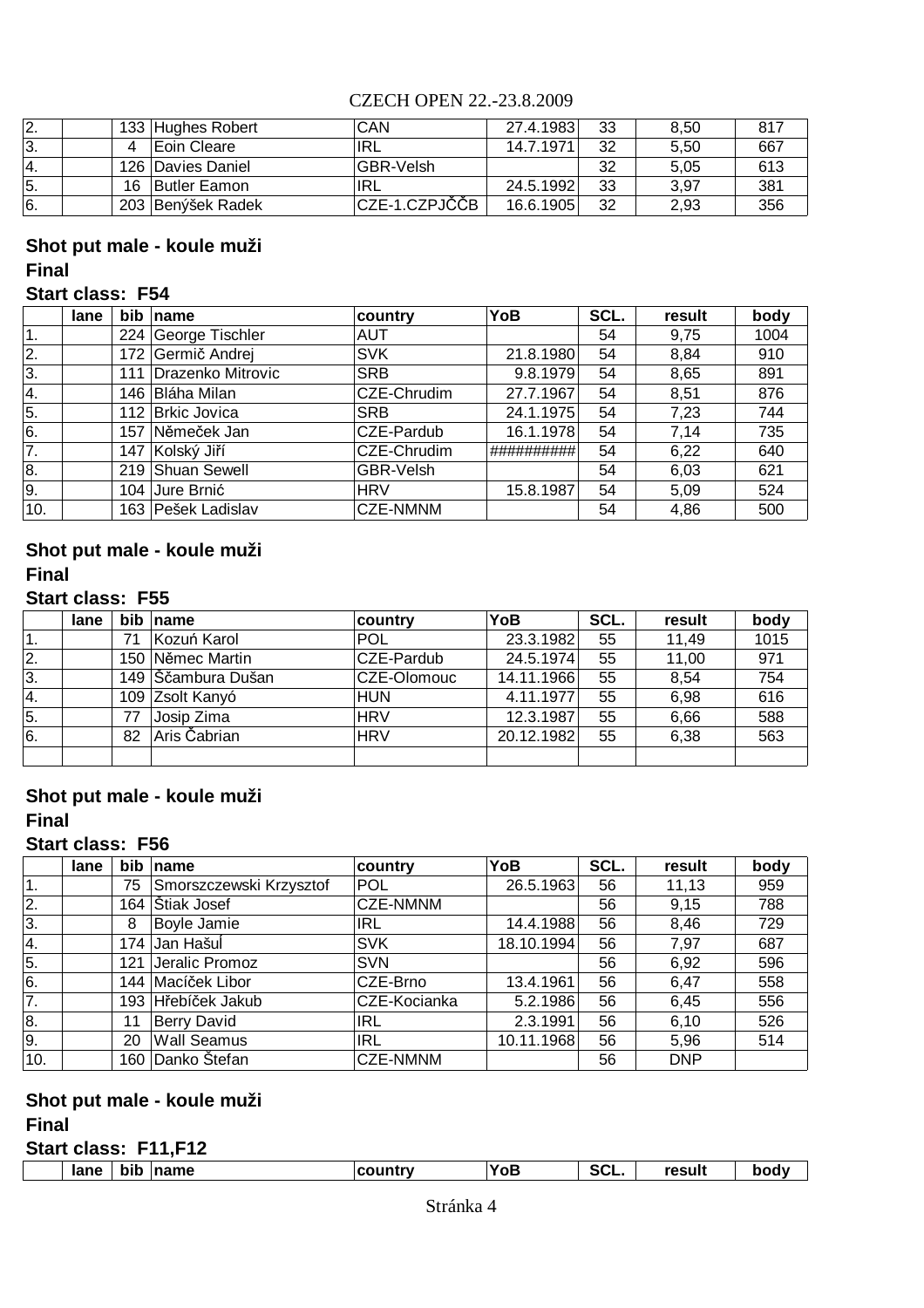| | | | | | | | |
|---|---|---|---|---|---|---|---|
| 2. | | 133 | Hughes Robert | CAN | 27.4.1983 | 33 | 8,50 | 817 |
| 3. | | 4 | Eoin Cleare | IRL | 14.7.1971 | 32 | 5,50 | 667 |
| 4. | | 126 | Davies Daniel | GBR-Velsh | | 32 | 5,05 | 613 |
| 5. | | 16 | Butler Eamon | IRL | 24.5.1992 | 33 | 3,97 | 381 |
| 6. | | 203 | Benýšek Radek | CZE-1.CZPJČČB | 16.6.1905 | 32 | 2,93 | 356 |

## Shot put male - koule muži

### Final

### Start class: F54

| | lane | bib | name | country | YoB | SCL. | result | body |
|---|---|---|---|---|---|---|---|---|
| 1. | | 224 | George Tischler | AUT | | 54 | 9,75 | 1004 |
| 2. | | 172 | Germič Andrej | SVK | 21.8.1980 | 54 | 8,84 | 910 |
| 3. | | 111 | Drazenko Mitrovic | SRB | 9.8.1979 | 54 | 8,65 | 891 |
| 4. | | 146 | Bláha Milan | CZE-Chrudim | 27.7.1967 | 54 | 8,51 | 876 |
| 5. | | 112 | Brkic Jovica | SRB | 24.1.1975 | 54 | 7,23 | 744 |
| 6. | | 157 | Němeček Jan | CZE-Pardub | 16.1.1978 | 54 | 7,14 | 735 |
| 7. | | 147 | Kolský Jiří | CZE-Chrudim | ########## | 54 | 6,22 | 640 |
| 8. | | 219 | Shuan Sewell | GBR-Velsh | | 54 | 6,03 | 621 |
| 9. | | 104 | Jure Brnić | HRV | 15.8.1987 | 54 | 5,09 | 524 |
| 10. | | 163 | Pešek Ladislav | CZE-NMNM | | 54 | 4,86 | 500 |

## Shot put male - koule muži

### Final

### Start class: F55

| | lane | bib | name | country | YoB | SCL. | result | body |
|---|---|---|---|---|---|---|---|---|
| 1. | | 71 | Kozuń Karol | POL | 23.3.1982 | 55 | 11,49 | 1015 |
| 2. | | 150 | Němec Martin | CZE-Pardub | 24.5.1974 | 55 | 11,00 | 971 |
| 3. | | 149 | Ščambura Dušan | CZE-Olomouc | 14.11.1966 | 55 | 8,54 | 754 |
| 4. | | 109 | Zsolt Kanyó | HUN | 4.11.1977 | 55 | 6,98 | 616 |
| 5. | | 77 | Josip Zima | HRV | 12.3.1987 | 55 | 6,66 | 588 |
| 6. | | 82 | Aris Čabrian | HRV | 20.12.1982 | 55 | 6,38 | 563 |
| | | | | | | | | |

## Shot put male - koule muži

### Final

### Start class: F56

| | lane | bib | name | country | YoB | SCL. | result | body |
|---|---|---|---|---|---|---|---|---|
| 1. | | 75 | Smorszczewski Krzysztof | POL | 26.5.1963 | 56 | 11,13 | 959 |
| 2. | | 164 | Štiak Josef | CZE-NMNM | | 56 | 9,15 | 788 |
| 3. | | 8 | Boyle Jamie | IRL | 14.4.1988 | 56 | 8,46 | 729 |
| 4. | | 174 | Jan Hašuľ | SVK | 18.10.1994 | 56 | 7,97 | 687 |
| 5. | | 121 | Jeralic Promoz | SVN | | 56 | 6,92 | 596 |
| 6. | | 144 | Macíček Libor | CZE-Brno | 13.4.1961 | 56 | 6,47 | 558 |
| 7. | | 193 | Hřebíček Jakub | CZE-Kocianka | 5.2.1986 | 56 | 6,45 | 556 |
| 8. | | 11 | Berry David | IRL | 2.3.1991 | 56 | 6,10 | 526 |
| 9. | | 20 | Wall Seamus | IRL | 10.11.1968 | 56 | 5,96 | 514 |
| 10. | | 160 | Danko Štefan | CZE-NMNM | | 56 | DNP | |

## Shot put male - koule muži

### Final

### Start class: F11,F12

| | lane | bib | name | country | YoB | SCL. | result | body |
|---|---|---|---|---|---|---|---|---|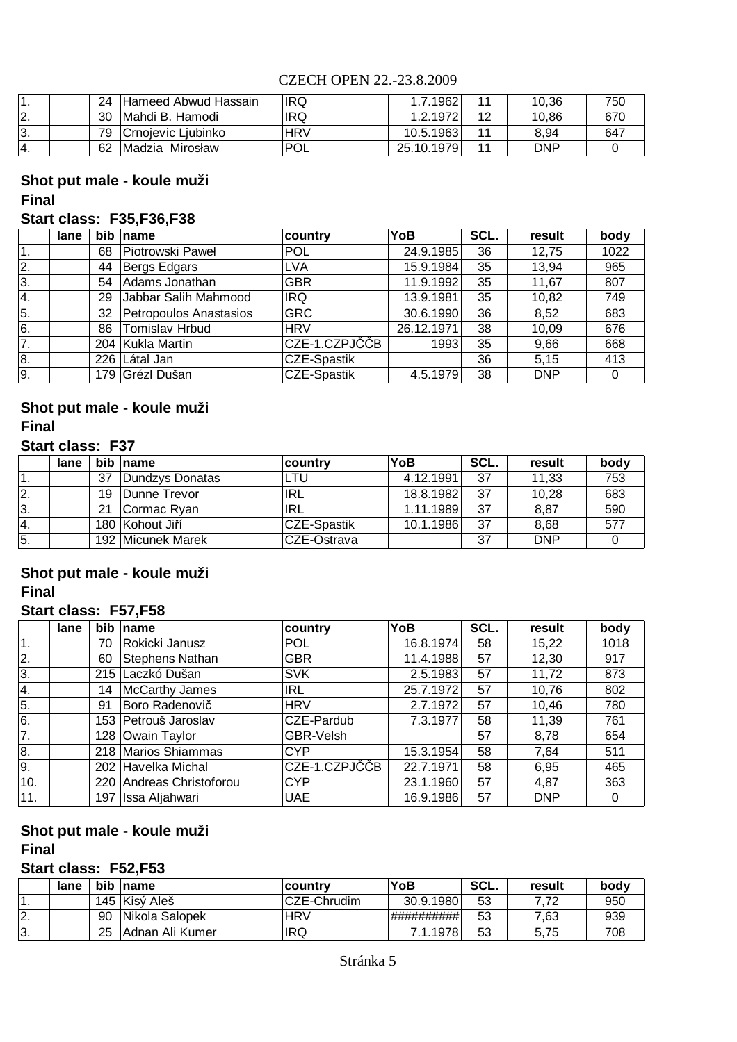| | | | | | | | | |
|---|---|---|---|---|---|---|---|---|
| 1. | | 24 | Hameed Abwud Hassain | IRQ | 1.7.1962 | 11 | 10,36 | 750 |
| 2. | | 30 | Mahdi B. Hamodi | IRQ | 1.2.1972 | 12 | 10,86 | 670 |
| 3. | | 79 | Crnojevic Ljubinko | HRV | 10.5.1963 | 11 | 8,94 | 647 |
| 4. | | 62 | Madzia Mirosław | POL | 25.10.1979 | 11 | DNP | 0 |

## Shot put male - koule muži

### Final

### Start class: F35,F36,F38

| | lane | bib | name | country | YoB | SCL. | result | body |
|---|---|---|---|---|---|---|---|---|
| 1. | | 68 | Piotrowski Paweł | POL | 24.9.1985 | 36 | 12,75 | 1022 |
| 2. | | 44 | Bergs Edgars | LVA | 15.9.1984 | 35 | 13,94 | 965 |
| 3. | | 54 | Adams Jonathan | GBR | 11.9.1992 | 35 | 11,67 | 807 |
| 4. | | 29 | Jabbar Salih Mahmood | IRQ | 13.9.1981 | 35 | 10,82 | 749 |
| 5. | | 32 | Petropoulos Anastasios | GRC | 30.6.1990 | 36 | 8,52 | 683 |
| 6. | | 86 | Tomislav Hrbud | HRV | 26.12.1971 | 38 | 10,09 | 676 |
| 7. | | 204 | Kukla Martin | CZE-1.CZPJČČB | 1993 | 35 | 9,66 | 668 |
| 8. | | 226 | Látal Jan | CZE-Spastik | | 36 | 5,15 | 413 |
| 9. | | 179 | Grézl Dušan | CZE-Spastik | 4.5.1979 | 38 | DNP | 0 |

## Shot put male - koule muži

### Final

### Start class: F37

| | lane | bib | name | country | YoB | SCL. | result | body |
|---|---|---|---|---|---|---|---|---|
| 1. | | 37 | Dundzys Donatas | LTU | 4.12.1991 | 37 | 11,33 | 753 |
| 2. | | 19 | Dunne Trevor | IRL | 18.8.1982 | 37 | 10,28 | 683 |
| 3. | | 21 | Cormac Ryan | IRL | 1.11.1989 | 37 | 8,87 | 590 |
| 4. | | 180 | Kohout Jiří | CZE-Spastik | 10.1.1986 | 37 | 8,68 | 577 |
| 5. | | 192 | Micunek Marek | CZE-Ostrava | | 37 | DNP | 0 |

## Shot put male - koule muži

### Final

### Start class: F57,F58

| | lane | bib | name | country | YoB | SCL. | result | body |
|---|---|---|---|---|---|---|---|---|
| 1. | | 70 | Rokicki Janusz | POL | 16.8.1974 | 58 | 15,22 | 1018 |
| 2. | | 60 | Stephens Nathan | GBR | 11.4.1988 | 57 | 12,30 | 917 |
| 3. | | 215 | Laczkó Dušan | SVK | 2.5.1983 | 57 | 11,72 | 873 |
| 4. | | 14 | McCarthy James | IRL | 25.7.1972 | 57 | 10,76 | 802 |
| 5. | | 91 | Boro Radenovič | HRV | 2.7.1972 | 57 | 10,46 | 780 |
| 6. | | 153 | Petrouš Jaroslav | CZE-Pardub | 7.3.1977 | 58 | 11,39 | 761 |
| 7. | | 128 | Owain Taylor | GBR-Velsh | | 57 | 8,78 | 654 |
| 8. | | 218 | Marios Shiammas | CYP | 15.3.1954 | 58 | 7,64 | 511 |
| 9. | | 202 | Havelka Michal | CZE-1.CZPJČČB | 22.7.1971 | 58 | 6,95 | 465 |
| 10. | | 220 | Andreas Christoforou | CYP | 23.1.1960 | 57 | 4,87 | 363 |
| 11. | | 197 | Issa Aljahwari | UAE | 16.9.1986 | 57 | DNP | 0 |

## Shot put male - koule muži

### Final

### Start class: F52,F53

| | lane | bib | name | country | YoB | SCL. | result | body |
|---|---|---|---|---|---|---|---|---|
| 1. | | 145 | Kisý Aleš | CZE-Chrudim | 30.9.1980 | 53 | 7,72 | 950 |
| 2. | | 90 | Nikola Salopek | HRV | ########## | 53 | 7,63 | 939 |
| 3. | | 25 | Adnan Ali Kumer | IRQ | 7.1.1978 | 53 | 5,75 | 708 |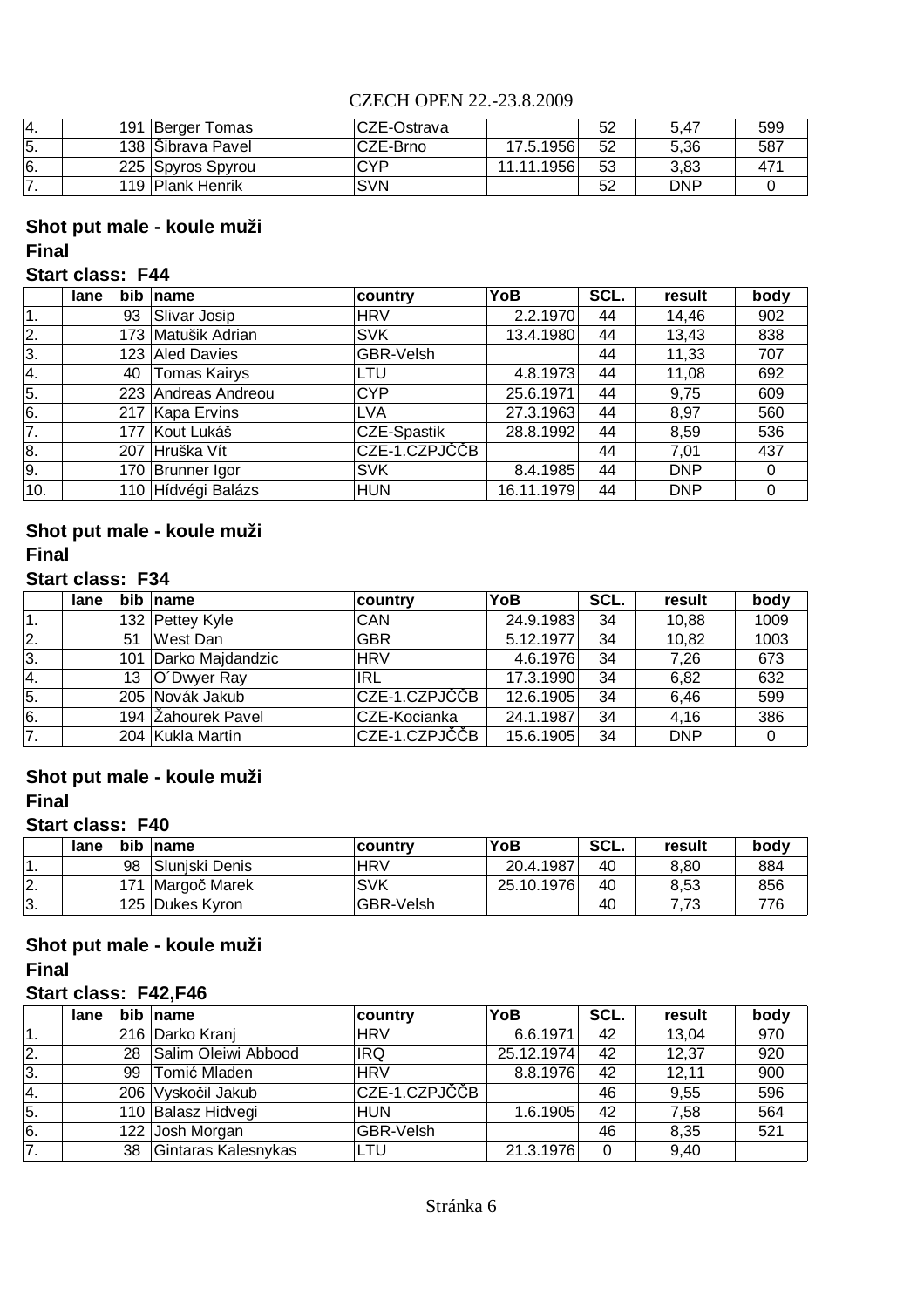| | | | | | | | | |
|---|---|---|---|---|---|---|---|---|
| 4. | | 191 | Berger Tomas | CZE-Ostrava | | 52 | 5,47 | 599 |
| 5. | | 138 | Šibrava Pavel | CZE-Brno | 17.5.1956 | 52 | 5,36 | 587 |
| 6. | | 225 | Spyros Spyrou | CYP | 11.11.1956 | 53 | 3,83 | 471 |
| 7. | | 119 | Plank Henrik | SVN | | 52 | DNP | 0 |

## Shot put male - koule muži

### Final

### Start class: F44

| | lane | bib | name | country | YoB | SCL. | result | body |
|---|---|---|---|---|---|---|---|---|
| 1. | | 93 | Slivar Josip | HRV | 2.2.1970 | 44 | 14,46 | 902 |
| 2. | | 173 | Matušik Adrian | SVK | 13.4.1980 | 44 | 13,43 | 838 |
| 3. | | 123 | Aled Davies | GBR-Velsh | | 44 | 11,33 | 707 |
| 4. | | 40 | Tomas Kairys | LTU | 4.8.1973 | 44 | 11,08 | 692 |
| 5. | | 223 | Andreas Andreou | CYP | 25.6.1971 | 44 | 9,75 | 609 |
| 6. | | 217 | Kapa Ervins | LVA | 27.3.1963 | 44 | 8,97 | 560 |
| 7. | | 177 | Kout Lukáš | CZE-Spastik | 28.8.1992 | 44 | 8,59 | 536 |
| 8. | | 207 | Hruška Vít | CZE-1.CZPJČČB | | 44 | 7,01 | 437 |
| 9. | | 170 | Brunner Igor | SVK | 8.4.1985 | 44 | DNP | 0 |
| 10. | | 110 | Hídvégi Balázs | HUN | 16.11.1979 | 44 | DNP | 0 |

## Shot put male - koule muži

### Final

### Start class: F34

| | lane | bib | name | country | YoB | SCL. | result | body |
|---|---|---|---|---|---|---|---|---|
| 1. | | 132 | Pettey Kyle | CAN | 24.9.1983 | 34 | 10,88 | 1009 |
| 2. | | 51 | West Dan | GBR | 5.12.1977 | 34 | 10,82 | 1003 |
| 3. | | 101 | Darko Majdandzic | HRV | 4.6.1976 | 34 | 7,26 | 673 |
| 4. | | 13 | O´Dwyer Ray | IRL | 17.3.1990 | 34 | 6,82 | 632 |
| 5. | | 205 | Novák Jakub | CZE-1.CZPJČČB | 12.6.1905 | 34 | 6,46 | 599 |
| 6. | | 194 | Žahourek Pavel | CZE-Kocianka | 24.1.1987 | 34 | 4,16 | 386 |
| 7. | | 204 | Kukla Martin | CZE-1.CZPJČČB | 15.6.1905 | 34 | DNP | 0 |

## Shot put male - koule muži

### Final

### Start class: F40

| | lane | bib | name | country | YoB | SCL. | result | body |
|---|---|---|---|---|---|---|---|---|
| 1. | | 98 | Slunjski Denis | HRV | 20.4.1987 | 40 | 8,80 | 884 |
| 2. | | 171 | Margoč Marek | SVK | 25.10.1976 | 40 | 8,53 | 856 |
| 3. | | 125 | Dukes Kyron | GBR-Velsh | | 40 | 7,73 | 776 |

## Shot put male - koule muži

### Final

### Start class: F42,F46

| | lane | bib | name | country | YoB | SCL. | result | body |
|---|---|---|---|---|---|---|---|---|
| 1. | | 216 | Darko Kranj | HRV | 6.6.1971 | 42 | 13,04 | 970 |
| 2. | | 28 | Salim Oleiwi Abbood | IRQ | 25.12.1974 | 42 | 12,37 | 920 |
| 3. | | 99 | Tomić Mladen | HRV | 8.8.1976 | 42 | 12,11 | 900 |
| 4. | | 206 | Vyskočil Jakub | CZE-1.CZPJČČB | | 46 | 9,55 | 596 |
| 5. | | 110 | Balasz Hidvegi | HUN | 1.6.1905 | 42 | 7,58 | 564 |
| 6. | | 122 | Josh Morgan | GBR-Velsh | | 46 | 8,35 | 521 |
| 7. | | 38 | Gintaras Kalesnykas | LTU | 21.3.1976 | 0 | 9,40 | |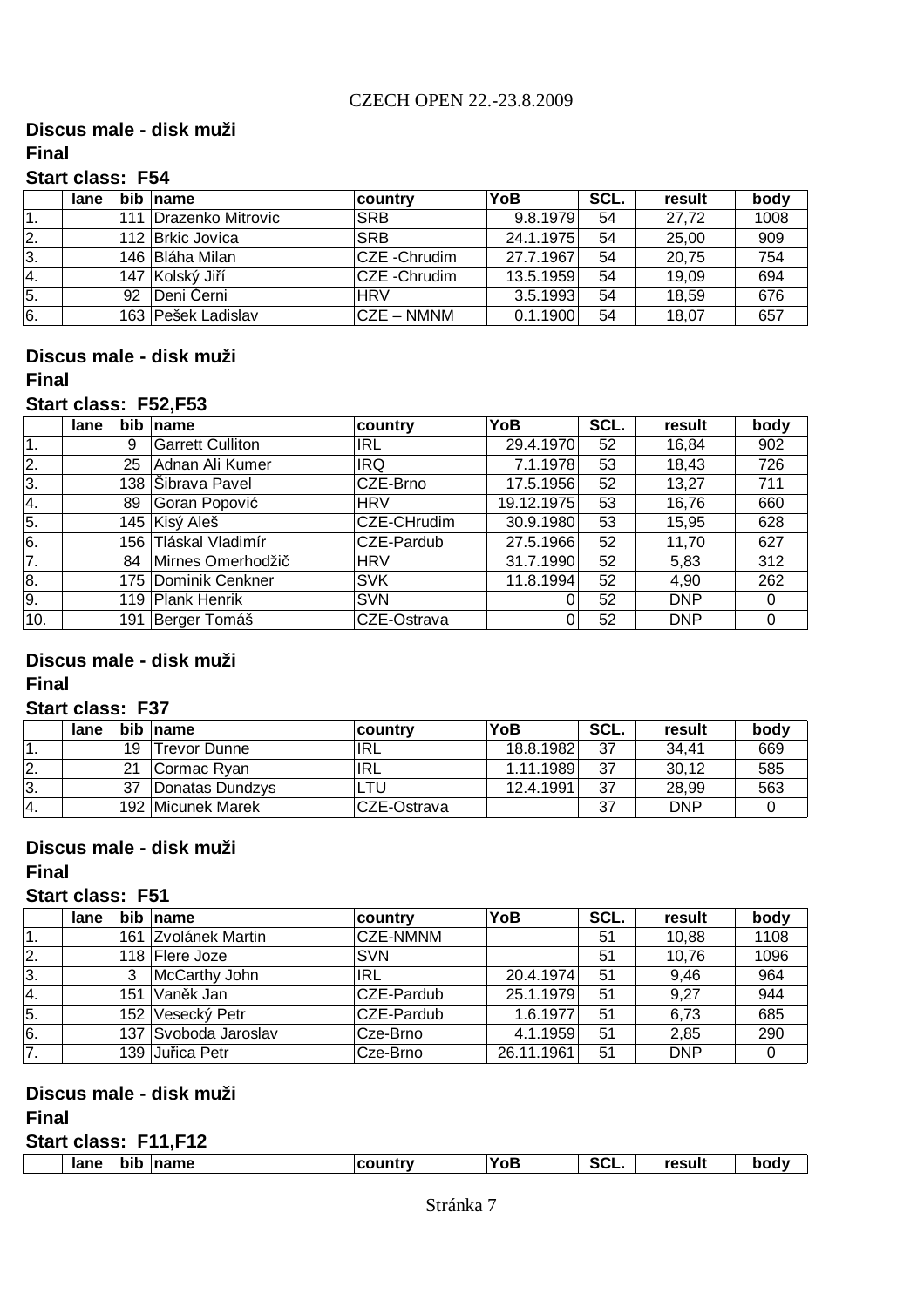CZECH OPEN 22.-23.8.2009

**Discus male - disk muži**

**Final**

**Start class: F54**

| | lane | bib | name | country | YoB | SCL. | result | body |
|---|---|---|---|---|---|---|---|---|
| 1. | | 111 | Drazenko Mitrovic | SRB | 9.8.1979 | 54 | 27,72 | 1008 |
| 2. | | 112 | Brkic Jovica | SRB | 24.1.1975 | 54 | 25,00 | 909 |
| 3. | | 146 | Bláha Milan | CZE -Chrudim | 27.7.1967 | 54 | 20,75 | 754 |
| 4. | | 147 | Kolský Jiří | CZE -Chrudim | 13.5.1959 | 54 | 19,09 | 694 |
| 5. | | 92 | Deni Černi | HRV | 3.5.1993 | 54 | 18,59 | 676 |
| 6. | | 163 | Pešek Ladislav | CZE – NMNM | 0.1.1900 | 54 | 18,07 | 657 |

**Discus male - disk muži**

**Final**

**Start class: F52,F53**

| | lane | bib | name | country | YoB | SCL. | result | body |
|---|---|---|---|---|---|---|---|---|
| 1. | | 9 | Garrett Culliton | IRL | 29.4.1970 | 52 | 16,84 | 902 |
| 2. | | 25 | Adnan Ali Kumer | IRQ | 7.1.1978 | 53 | 18,43 | 726 |
| 3. | | 138 | Šibrava Pavel | CZE-Brno | 17.5.1956 | 52 | 13,27 | 711 |
| 4. | | 89 | Goran Popović | HRV | 19.12.1975 | 53 | 16,76 | 660 |
| 5. | | 145 | Kisý Aleš | CZE-CHrudim | 30.9.1980 | 53 | 15,95 | 628 |
| 6. | | 156 | Tláskal Vladimír | CZE-Pardub | 27.5.1966 | 52 | 11,70 | 627 |
| 7. | | 84 | Mirnes Omerhodžič | HRV | 31.7.1990 | 52 | 5,83 | 312 |
| 8. | | 175 | Dominik Cenkner | SVK | 11.8.1994 | 52 | 4,90 | 262 |
| 9. | | 119 | Plank Henrik | SVN | 0 | 52 | DNP | 0 |
| 10. | | 191 | Berger Tomáš | CZE-Ostrava | 0 | 52 | DNP | 0 |

**Discus male - disk muži**

**Final**

**Start class: F37**

| | lane | bib | name | country | YoB | SCL. | result | body |
|---|---|---|---|---|---|---|---|---|
| 1. | | 19 | Trevor Dunne | IRL | 18.8.1982 | 37 | 34,41 | 669 |
| 2. | | 21 | Cormac Ryan | IRL | 1.11.1989 | 37 | 30,12 | 585 |
| 3. | | 37 | Donatas Dundzys | LTU | 12.4.1991 | 37 | 28,99 | 563 |
| 4. | | 192 | Micunek Marek | CZE-Ostrava | | 37 | DNP | 0 |

**Discus male - disk muži**

**Final**

**Start class: F51**

| | lane | bib | name | country | YoB | SCL. | result | body |
|---|---|---|---|---|---|---|---|---|
| 1. | | 161 | Zvolánek Martin | CZE-NMNM | | 51 | 10,88 | 1108 |
| 2. | | 118 | Flere Joze | SVN | | 51 | 10,76 | 1096 |
| 3. | | 3 | McCarthy John | IRL | 20.4.1974 | 51 | 9,46 | 964 |
| 4. | | 151 | Vaněk Jan | CZE-Pardub | 25.1.1979 | 51 | 9,27 | 944 |
| 5. | | 152 | Vesecký Petr | CZE-Pardub | 1.6.1977 | 51 | 6,73 | 685 |
| 6. | | 137 | Svoboda Jaroslav | Cze-Brno | 4.1.1959 | 51 | 2,85 | 290 |
| 7. | | 139 | Juřica Petr | Cze-Brno | 26.11.1961 | 51 | DNP | 0 |

**Discus male - disk muži**

**Final**

**Start class: F11,F12**

| | lane | bib | name | country | YoB | SCL. | result | body |
|---|---|---|---|---|---|---|---|---|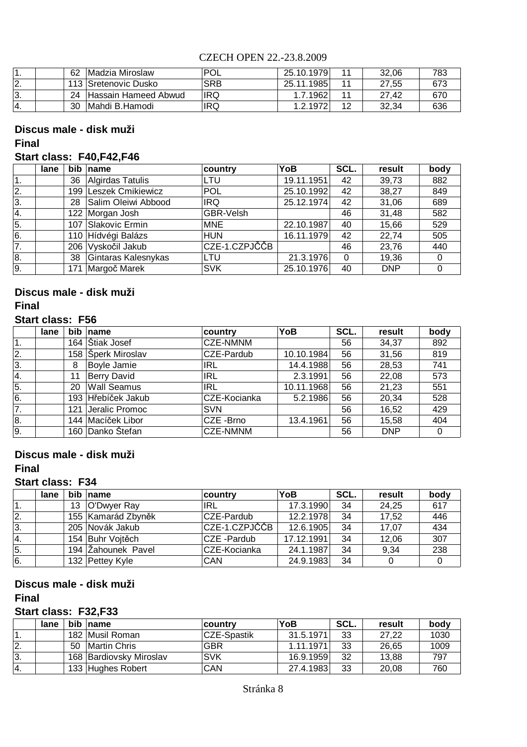CZECH OPEN 22.-23.8.2009

| | | | | | | | |
|---|---|---|---|---|---|---|---|
| 1. | | 62 | Madzia Miroslaw | POL | 25.10.1979 | 11 | 32,06 | 783 |
| 2. | | 113 | Sretenovic Dusko | SRB | 25.11.1985 | 11 | 27,55 | 673 |
| 3. | | 24 | Hassain Hameed Abwud | IRQ | 1.7.1962 | 11 | 27,42 | 670 |
| 4. | | 30 | Mahdi B.Hamodi | IRQ | 1.2.1972 | 12 | 32,34 | 636 |

## Discus male - disk muži

### Final

### Start class: F40,F42,F46

| | lane | bib | name | country | YoB | SCL. | result | body |
|---|---|---|---|---|---|---|---|---|
| 1. | | 36 | Algirdas Tatulis | LTU | 19.11.1951 | 42 | 39,73 | 882 |
| 2. | | 199 | Leszek Cmikiewicz | POL | 25.10.1992 | 42 | 38,27 | 849 |
| 3. | | 28 | Salim Oleiwi Abbood | IRQ | 25.12.1974 | 42 | 31,06 | 689 |
| 4. | | 122 | Morgan Josh | GBR-Velsh | | 46 | 31,48 | 582 |
| 5. | | 107 | Slakovic Ermin | MNE | 22.10.1987 | 40 | 15,66 | 529 |
| 6. | | 110 | Hídvégi Balázs | HUN | 16.11.1979 | 42 | 22,74 | 505 |
| 7. | | 206 | Vyskočil Jakub | CZE-1.CZPJČČB | | 46 | 23,76 | 440 |
| 8. | | 38 | Gintaras Kalesnykas | LTU | 21.3.1976 | 0 | 19,36 | 0 |
| 9. | | 171 | Margoč Marek | SVK | 25.10.1976 | 40 | DNP | 0 |

## Discus male - disk muži

### Final

### Start class: F56

| | lane | bib | name | country | YoB | SCL. | result | body |
|---|---|---|---|---|---|---|---|---|
| 1. | | 164 | Štiak Josef | CZE-NMNM | | 56 | 34,37 | 892 |
| 2. | | 158 | Šperk Miroslav | CZE-Pardub | 10.10.1984 | 56 | 31,56 | 819 |
| 3. | | 8 | Boyle Jamie | IRL | 14.4.1988 | 56 | 28,53 | 741 |
| 4. | | 11 | Berry David | IRL | 2.3.1991 | 56 | 22,08 | 573 |
| 5. | | 20 | Wall Seamus | IRL | 10.11.1968 | 56 | 21,23 | 551 |
| 6. | | 193 | Hřebíček Jakub | CZE-Kocianka | 5.2.1986 | 56 | 20,34 | 528 |
| 7. | | 121 | Jeralic Promoc | SVN | | 56 | 16,52 | 429 |
| 8. | | 144 | Macíček Libor | CZE -Brno | 13.4.1961 | 56 | 15,58 | 404 |
| 9. | | 160 | Danko Štefan | CZE-NMNM | | 56 | DNP | 0 |

## Discus male - disk muži

### Final

### Start class: F34

| | lane | bib | name | country | YoB | SCL. | result | body |
|---|---|---|---|---|---|---|---|---|
| 1. | | 13 | O'Dwyer Ray | IRL | 17.3.1990 | 34 | 24,25 | 617 |
| 2. | | 155 | Kamarád Zbyněk | CZE-Pardub | 12.2.1978 | 34 | 17,52 | 446 |
| 3. | | 205 | Novák Jakub | CZE-1.CZPJČČB | 12.6.1905 | 34 | 17,07 | 434 |
| 4. | | 154 | Buhr Vojtěch | CZE -Pardub | 17.12.1991 | 34 | 12,06 | 307 |
| 5. | | 194 | Žahounek Pavel | CZE-Kocianka | 24.1.1987 | 34 | 9,34 | 238 |
| 6. | | 132 | Pettey Kyle | CAN | 24.9.1983 | 34 | 0 | 0 |

## Discus male - disk muži

### Final

### Start class: F32,F33

| | lane | bib | name | country | YoB | SCL. | result | body |
|---|---|---|---|---|---|---|---|---|
| 1. | | 182 | Musil Roman | CZE-Spastik | 31.5.1971 | 33 | 27,22 | 1030 |
| 2. | | 50 | Martin Chris | GBR | 1.11.1971 | 33 | 26,65 | 1009 |
| 3. | | 168 | Bardiovsky Miroslav | SVK | 16.9.1959 | 32 | 13,88 | 797 |
| 4. | | 133 | Hughes Robert | CAN | 27.4.1983 | 33 | 20,08 | 760 |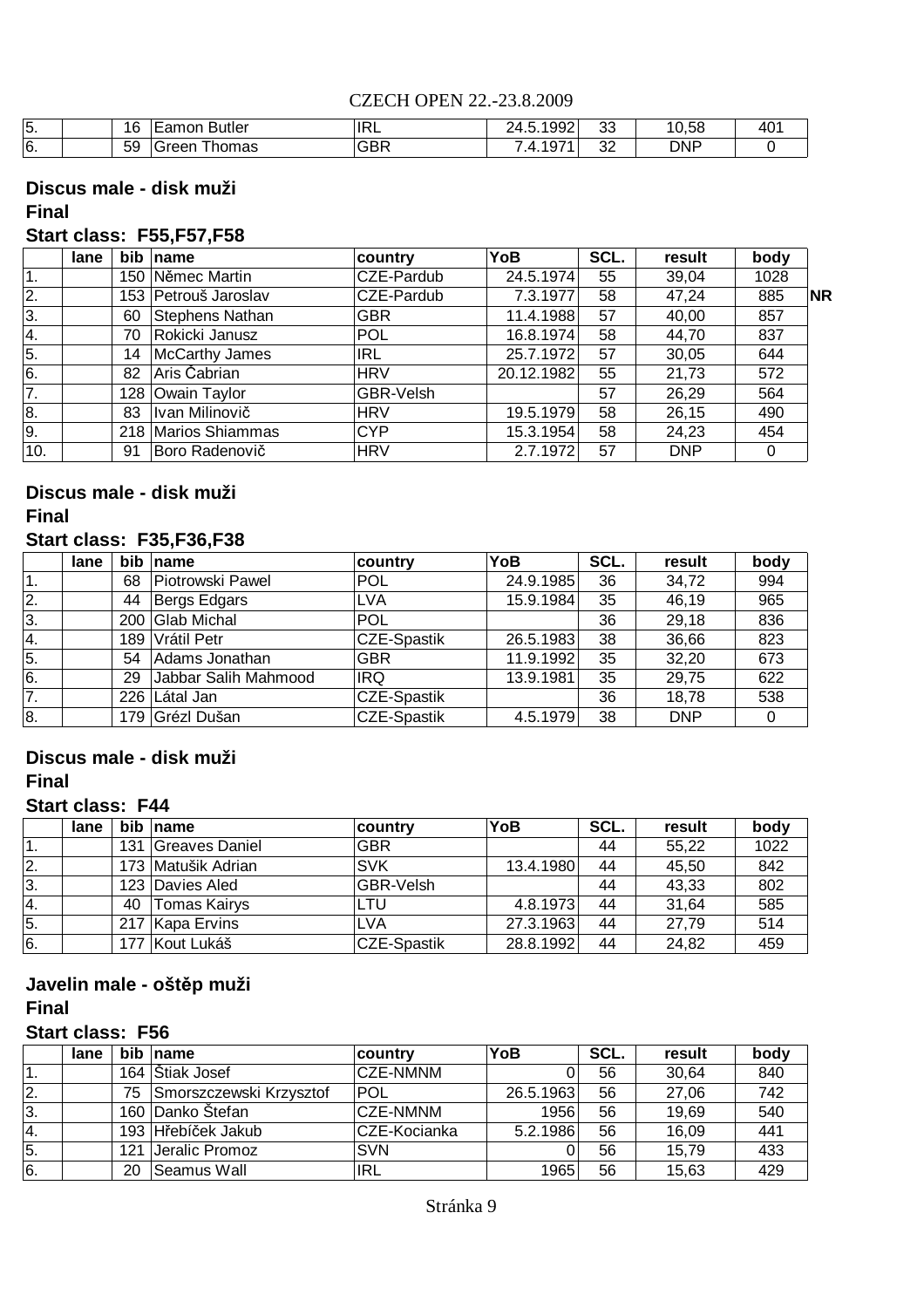| | | | | | | | | |
|---|---|---|---|---|---|---|---|---|
| 5. | | 16 | Eamon Butler | IRL | 24.5.1992 | 33 | 10,58 | 401 |
| 6. | | 59 | Green Thomas | GBR | 7.4.1971 | 32 | DNP | 0 |

### Discus male - disk muži

**Final**

**Start class: F55,F57,F58**

| | lane | bib | name | country | YoB | SCL. | result | body | |
|---|---|---|---|---|---|---|---|---|---|
| 1. | | 150 | Němec Martin | CZE-Pardub | 24.5.1974 | 55 | 39,04 | 1028 | |
| 2. | | 153 | Petrouš Jaroslav | CZE-Pardub | 7.3.1977 | 58 | 47,24 | 885 | NR |
| 3. | | 60 | Stephens Nathan | GBR | 11.4.1988 | 57 | 40,00 | 857 | |
| 4. | | 70 | Rokicki Janusz | POL | 16.8.1974 | 58 | 44,70 | 837 | |
| 5. | | 14 | McCarthy James | IRL | 25.7.1972 | 57 | 30,05 | 644 | |
| 6. | | 82 | Aris Čabrian | HRV | 20.12.1982 | 55 | 21,73 | 572 | |
| 7. | | 128 | Owain Taylor | GBR-Velsh | | 57 | 26,29 | 564 | |
| 8. | | 83 | Ivan Milinovič | HRV | 19.5.1979 | 58 | 26,15 | 490 | |
| 9. | | 218 | Marios Shiammas | CYP | 15.3.1954 | 58 | 24,23 | 454 | |
| 10. | | 91 | Boro Radenovič | HRV | 2.7.1972 | 57 | DNP | 0 | |

### Discus male - disk muži

**Final**

**Start class: F35,F36,F38**

| | lane | bib | name | country | YoB | SCL. | result | body |
|---|---|---|---|---|---|---|---|---|
| 1. | | 68 | Piotrowski Pawel | POL | 24.9.1985 | 36 | 34,72 | 994 |
| 2. | | 44 | Bergs Edgars | LVA | 15.9.1984 | 35 | 46,19 | 965 |
| 3. | | 200 | Glab Michal | POL | | 36 | 29,18 | 836 |
| 4. | | 189 | Vrátil Petr | CZE-Spastik | 26.5.1983 | 38 | 36,66 | 823 |
| 5. | | 54 | Adams Jonathan | GBR | 11.9.1992 | 35 | 32,20 | 673 |
| 6. | | 29 | Jabbar Salih Mahmood | IRQ | 13.9.1981 | 35 | 29,75 | 622 |
| 7. | | 226 | Látal Jan | CZE-Spastik | | 36 | 18,78 | 538 |
| 8. | | 179 | Grézl Dušan | CZE-Spastik | 4.5.1979 | 38 | DNP | 0 |

### Discus male - disk muži

**Final**

**Start class: F44**

| | lane | bib | name | country | YoB | SCL. | result | body |
|---|---|---|---|---|---|---|---|---|
| 1. | | 131 | Greaves Daniel | GBR | | 44 | 55,22 | 1022 |
| 2. | | 173 | Matušik Adrian | SVK | 13.4.1980 | 44 | 45,50 | 842 |
| 3. | | 123 | Davies Aled | GBR-Velsh | | 44 | 43,33 | 802 |
| 4. | | 40 | Tomas Kairys | LTU | 4.8.1973 | 44 | 31,64 | 585 |
| 5. | | 217 | Kapa Ervins | LVA | 27.3.1963 | 44 | 27,79 | 514 |
| 6. | | 177 | Kout Lukáš | CZE-Spastik | 28.8.1992 | 44 | 24,82 | 459 |

### Javelin male - oštěp muži

**Final**

**Start class: F56**

| | lane | bib | name | country | YoB | SCL. | result | body |
|---|---|---|---|---|---|---|---|---|
| 1. | | 164 | Štiak Josef | CZE-NMNM | 0 | 56 | 30,64 | 840 |
| 2. | | 75 | Smorszczewski Krzysztof | POL | 26.5.1963 | 56 | 27,06 | 742 |
| 3. | | 160 | Danko Štefan | CZE-NMNM | 1956 | 56 | 19,69 | 540 |
| 4. | | 193 | Hřebíček Jakub | CZE-Kocianka | 5.2.1986 | 56 | 16,09 | 441 |
| 5. | | 121 | Jeralic Promoz | SVN | 0 | 56 | 15,79 | 433 |
| 6. | | 20 | Seamus Wall | IRL | 1965 | 56 | 15,63 | 429 |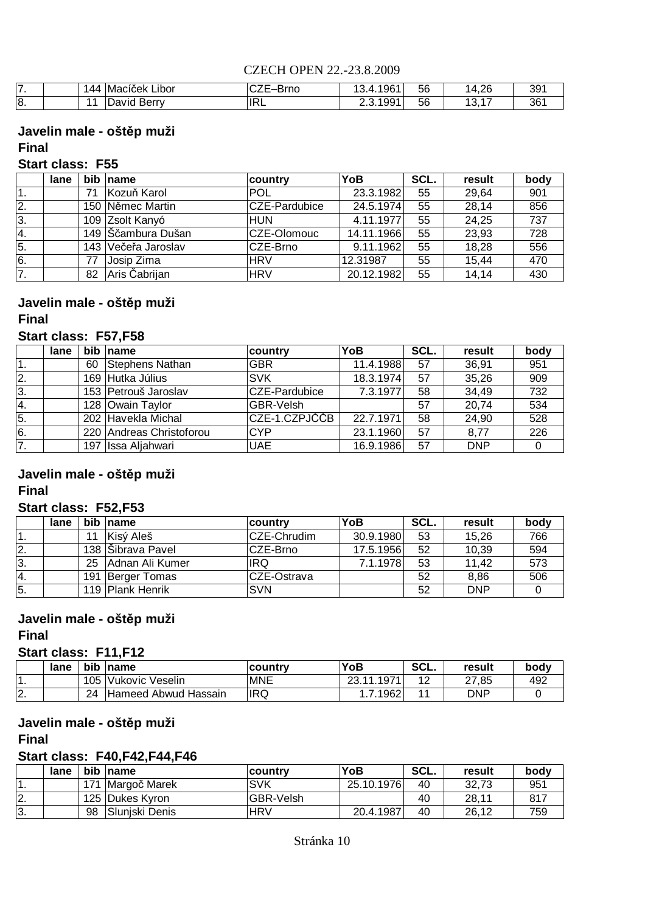| 7. | | 144 | Macíček Libor | CZE–Brno | 13.4.1961 | 56 | 14,26 | 391 |
|---|---|---|---|---|---|---|---|---|
| 8. | | 11 | David Berry | IRL | 2.3.1991 | 56 | 13,17 | 361 |

## Javelin male - oštěp muži

**Final**

**Start class: F55**

| | lane | bib | name | country | YoB | SCL. | result | body |
|---|---|---|---|---|---|---|---|---|
| 1. | | 71 | Kozuň Karol | POL | 23.3.1982 | 55 | 29,64 | 901 |
| 2. | | 150 | Němec Martin | CZE-Pardubice | 24.5.1974 | 55 | 28,14 | 856 |
| 3. | | 109 | Zsolt Kanyó | HUN | 4.11.1977 | 55 | 24,25 | 737 |
| 4. | | 149 | Ščambura Dušan | CZE-Olomouc | 14.11.1966 | 55 | 23,93 | 728 |
| 5. | | 143 | Večeřa Jaroslav | CZE-Brno | 9.11.1962 | 55 | 18,28 | 556 |
| 6. | | 77 | Josip Zima | HRV | 12.31987 | 55 | 15,44 | 470 |
| 7. | | 82 | Aris Čabrijan | HRV | 20.12.1982 | 55 | 14,14 | 430 |

## Javelin male - oštěp muži

**Final**

**Start class: F57,F58**

| | lane | bib | name | country | YoB | SCL. | result | body |
|---|---|---|---|---|---|---|---|---|
| 1. | | 60 | Stephens Nathan | GBR | 11.4.1988 | 57 | 36,91 | 951 |
| 2. | | 169 | Hutka Július | SVK | 18.3.1974 | 57 | 35,26 | 909 |
| 3. | | 153 | Petrouš Jaroslav | CZE-Pardubice | 7.3.1977 | 58 | 34,49 | 732 |
| 4. | | 128 | Owain Taylor | GBR-Velsh | | 57 | 20,74 | 534 |
| 5. | | 202 | Havekla Michal | CZE-1.CZPJČČB | 22.7.1971 | 58 | 24,90 | 528 |
| 6. | | 220 | Andreas Christoforou | CYP | 23.1.1960 | 57 | 8,77 | 226 |
| 7. | | 197 | Issa Aljahwari | UAE | 16.9.1986 | 57 | DNP | 0 |

## Javelin male - oštěp muži

**Final**

**Start class: F52,F53**

| | lane | bib | name | country | YoB | SCL. | result | body |
|---|---|---|---|---|---|---|---|---|
| 1. | | 11 | Kisý Aleš | CZE-Chrudim | 30.9.1980 | 53 | 15,26 | 766 |
| 2. | | 138 | Šibrava Pavel | CZE-Brno | 17.5.1956 | 52 | 10,39 | 594 |
| 3. | | 25 | Adnan Ali Kumer | IRQ | 7.1.1978 | 53 | 11,42 | 573 |
| 4. | | 191 | Berger Tomas | CZE-Ostrava | | 52 | 8,86 | 506 |
| 5. | | 119 | Plank Henrik | SVN | | 52 | DNP | 0 |

## Javelin male - oštěp muži

**Final**

**Start class: F11,F12**

| | lane | bib | name | country | YoB | SCL. | result | body |
|---|---|---|---|---|---|---|---|---|
| 1. | | 105 | Vukovic Veselin | MNE | 23.11.1971 | 12 | 27,85 | 492 |
| 2. | | 24 | Hameed Abwud Hassain | IRQ | 1.7.1962 | 11 | DNP | 0 |

## Javelin male - oštěp muži

**Final**

**Start class: F40,F42,F44,F46**

| | lane | bib | name | country | YoB | SCL. | result | body |
|---|---|---|---|---|---|---|---|---|
| 1. | | 171 | Margoč Marek | SVK | 25.10.1976 | 40 | 32,73 | 951 |
| 2. | | 125 | Dukes Kyron | GBR-Velsh | | 40 | 28,11 | 817 |
| 3. | | 98 | Slunjski Denis | HRV | 20.4.1987 | 40 | 26,12 | 759 |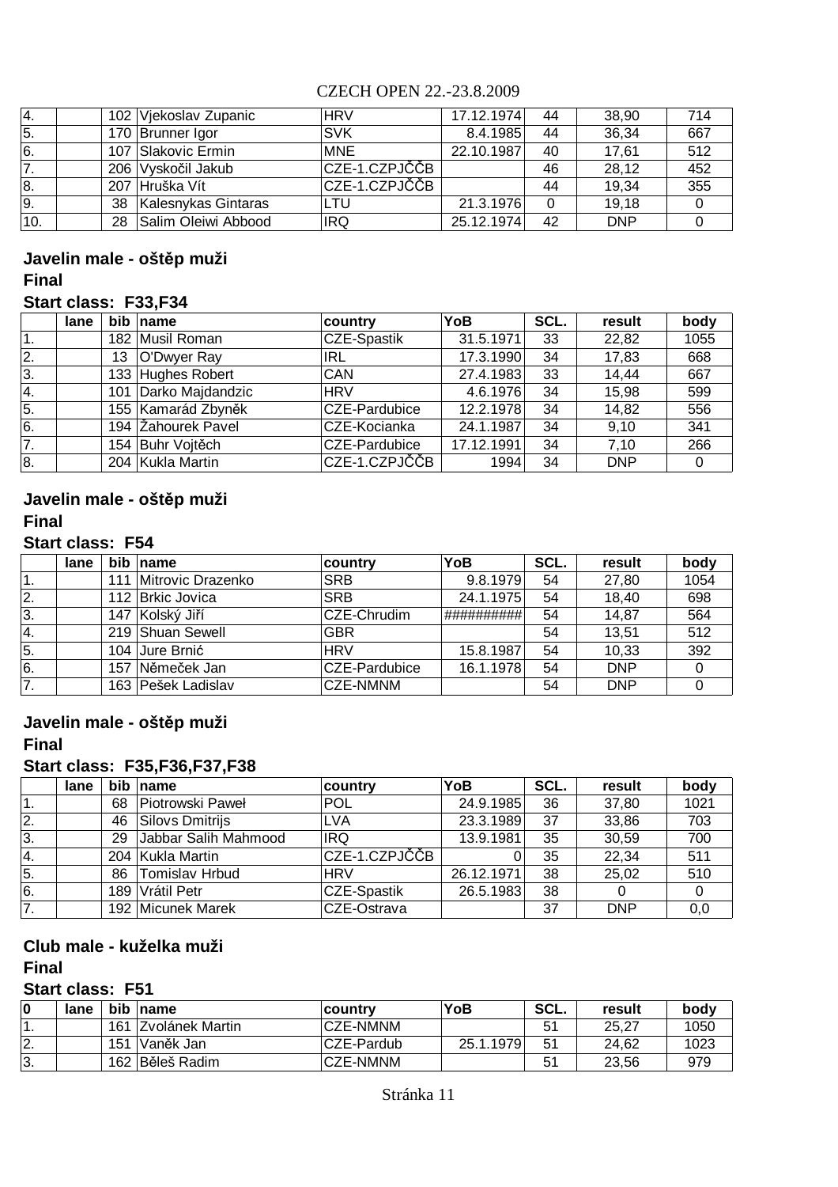| | | | | | | | | |
|---|---|---|---|---|---|---|---|---|
| 4. | | 102 | Vjekoslav Zupanic | HRV | 17.12.1974 | 44 | 38,90 | 714 |
| 5. | | 170 | Brunner Igor | SVK | 8.4.1985 | 44 | 36,34 | 667 |
| 6. | | 107 | Slakovic Ermin | MNE | 22.10.1987 | 40 | 17,61 | 512 |
| 7. | | 206 | Vyskočil Jakub | CZE-1.CZPJČČB | | 46 | 28,12 | 452 |
| 8. | | 207 | Hruška Vít | CZE-1.CZPJČČB | | 44 | 19,34 | 355 |
| 9. | | 38 | Kalesnykas Gintaras | LTU | 21.3.1976 | 0 | 19,18 | 0 |
| 10. | | 28 | Salim Oleiwi Abbood | IRQ | 25.12.1974 | 42 | DNP | 0 |

**Javelin male - oštěp muži**

**Final**

**Start class: F33,F34**

| | lane | bib | name | country | YoB | SCL. | result | body |
|---|---|---|---|---|---|---|---|---|
| 1. | | 182 | Musil Roman | CZE-Spastik | 31.5.1971 | 33 | 22,82 | 1055 |
| 2. | | 13 | O'Dwyer Ray | IRL | 17.3.1990 | 34 | 17,83 | 668 |
| 3. | | 133 | Hughes Robert | CAN | 27.4.1983 | 33 | 14,44 | 667 |
| 4. | | 101 | Darko Majdandzic | HRV | 4.6.1976 | 34 | 15,98 | 599 |
| 5. | | 155 | Kamarád Zbyněk | CZE-Pardubice | 12.2.1978 | 34 | 14,82 | 556 |
| 6. | | 194 | Žahourek Pavel | CZE-Kocianka | 24.1.1987 | 34 | 9,10 | 341 |
| 7. | | 154 | Buhr Vojtěch | CZE-Pardubice | 17.12.1991 | 34 | 7,10 | 266 |
| 8. | | 204 | Kukla Martin | CZE-1.CZPJČČB | 1994 | 34 | DNP | 0 |

**Javelin male - oštěp muži**

**Final**

**Start class: F54**

| | lane | bib | name | country | YoB | SCL. | result | body |
|---|---|---|---|---|---|---|---|---|
| 1. | | 111 | Mitrovic Drazenko | SRB | 9.8.1979 | 54 | 27,80 | 1054 |
| 2. | | 112 | Brkic Jovica | SRB | 24.1.1975 | 54 | 18,40 | 698 |
| 3. | | 147 | Kolský Jiří | CZE-Chrudim | ########## | 54 | 14,87 | 564 |
| 4. | | 219 | Shuan Sewell | GBR | | 54 | 13,51 | 512 |
| 5. | | 104 | Jure Brnić | HRV | 15.8.1987 | 54 | 10,33 | 392 |
| 6. | | 157 | Němeček Jan | CZE-Pardubice | 16.1.1978 | 54 | DNP | 0 |
| 7. | | 163 | Pešek Ladislav | CZE-NMNM | | 54 | DNP | 0 |

**Javelin male - oštěp muži**

**Final**

**Start class: F35,F36,F37,F38**

| | lane | bib | name | country | YoB | SCL. | result | body |
|---|---|---|---|---|---|---|---|---|
| 1. | | 68 | Piotrowski Paweł | POL | 24.9.1985 | 36 | 37,80 | 1021 |
| 2. | | 46 | Silovs Dmitrijs | LVA | 23.3.1989 | 37 | 33,86 | 703 |
| 3. | | 29 | Jabbar Salih Mahmood | IRQ | 13.9.1981 | 35 | 30,59 | 700 |
| 4. | | 204 | Kukla Martin | CZE-1.CZPJČČB | 0 | 35 | 22,34 | 511 |
| 5. | | 86 | Tomislav Hrbud | HRV | 26.12.1971 | 38 | 25,02 | 510 |
| 6. | | 189 | Vrátil Petr | CZE-Spastik | 26.5.1983 | 38 | 0 | 0 |
| 7. | | 192 | Micunek Marek | CZE-Ostrava | | 37 | DNP | 0,0 |

**Club male - kuželka muži**

**Final**

**Start class: F51**

| 0 | lane | bib | name | country | YoB | SCL. | result | body |
|---|---|---|---|---|---|---|---|---|
| 1. | | 161 | Zvolánek Martin | CZE-NMNM | | 51 | 25,27 | 1050 |
| 2. | | 151 | Vaněk Jan | CZE-Pardub | 25.1.1979 | 51 | 24,62 | 1023 |
| 3. | | 162 | Běleš Radim | CZE-NMNM | | 51 | 23,56 | 979 |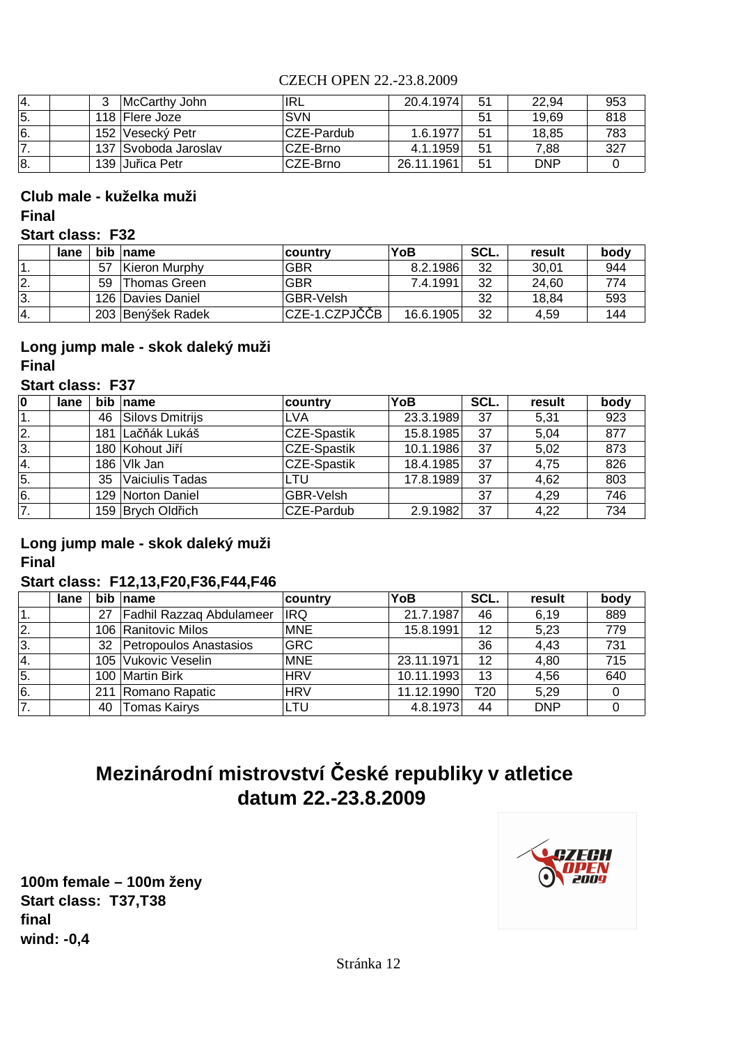| | | | | | | | | |
|---|---|---|---|---|---|---|---|---|
| 4. | | 3 | McCarthy John | IRL | 20.4.1974 | 51 | 22,94 | 953 |
| 5. | | 118 | Flere Joze | SVN | | 51 | 19,69 | 818 |
| 6. | | 152 | Vesecký Petr | CZE-Pardub | 1.6.1977 | 51 | 18,85 | 783 |
| 7. | | 137 | Svoboda Jaroslav | CZE-Brno | 4.1.1959 | 51 | 7,88 | 327 |
| 8. | | 139 | Juřica Petr | CZE-Brno | 26.11.1961 | 51 | DNP | 0 |

**Club male - kuželka muži**

**Final**

**Start class: F32**

| | lane | bib | name | country | YoB | SCL. | result | body |
|---|---|---|---|---|---|---|---|---|
| 1. | | 57 | Kieron Murphy | GBR | 8.2.1986 | 32 | 30,01 | 944 |
| 2. | | 59 | Thomas Green | GBR | 7.4.1991 | 32 | 24,60 | 774 |
| 3. | | 126 | Davies Daniel | GBR-Velsh | | 32 | 18,84 | 593 |
| 4. | | 203 | Benýšek Radek | CZE-1.CZPJČČB | 16.6.1905 | 32 | 4,59 | 144 |

**Long jump male - skok daleký muži**

**Final**

**Start class: F37**

| 0 | lane | bib | name | country | YoB | SCL. | result | body |
|---|---|---|---|---|---|---|---|---|
| 1. | | 46 | Silovs Dmitrijs | LVA | 23.3.1989 | 37 | 5,31 | 923 |
| 2. | | 181 | Lačňák Lukáš | CZE-Spastik | 15.8.1985 | 37 | 5,04 | 877 |
| 3. | | 180 | Kohout Jiří | CZE-Spastik | 10.1.1986 | 37 | 5,02 | 873 |
| 4. | | 186 | Vlk Jan | CZE-Spastik | 18.4.1985 | 37 | 4,75 | 826 |
| 5. | | 35 | Vaiciulis Tadas | LTU | 17.8.1989 | 37 | 4,62 | 803 |
| 6. | | 129 | Norton Daniel | GBR-Velsh | | 37 | 4,29 | 746 |
| 7. | | 159 | Brych Oldřich | CZE-Pardub | 2.9.1982 | 37 | 4,22 | 734 |

**Long jump male - skok daleký muži**

**Final**

**Start class: F12,13,F20,F36,F44,F46**

| | lane | bib | name | country | YoB | SCL. | result | body |
|---|---|---|---|---|---|---|---|---|
| 1. | | 27 | Fadhil Razzaq Abdulameer | IRQ | 21.7.1987 | 46 | 6,19 | 889 |
| 2. | | 106 | Ranitovic Milos | MNE | 15.8.1991 | 12 | 5,23 | 779 |
| 3. | | 32 | Petropoulos Anastasios | GRC | | 36 | 4,43 | 731 |
| 4. | | 105 | Vukovic Veselin | MNE | 23.11.1971 | 12 | 4,80 | 715 |
| 5. | | 100 | Martin Birk | HRV | 10.11.1993 | 13 | 4,56 | 640 |
| 6. | | 211 | Romano Rapatic | HRV | 11.12.1990 | T20 | 5,29 | 0 |
| 7. | | 40 | Tomas Kairys | LTU | 4.8.1973 | 44 | DNP | 0 |

# Mezinárodní mistrovství České republiky v atletice
# datum 22.-23.8.2009

**100m female – 100m ženy**
**Start class: T37,T38**
**final**
**wind: -0,4**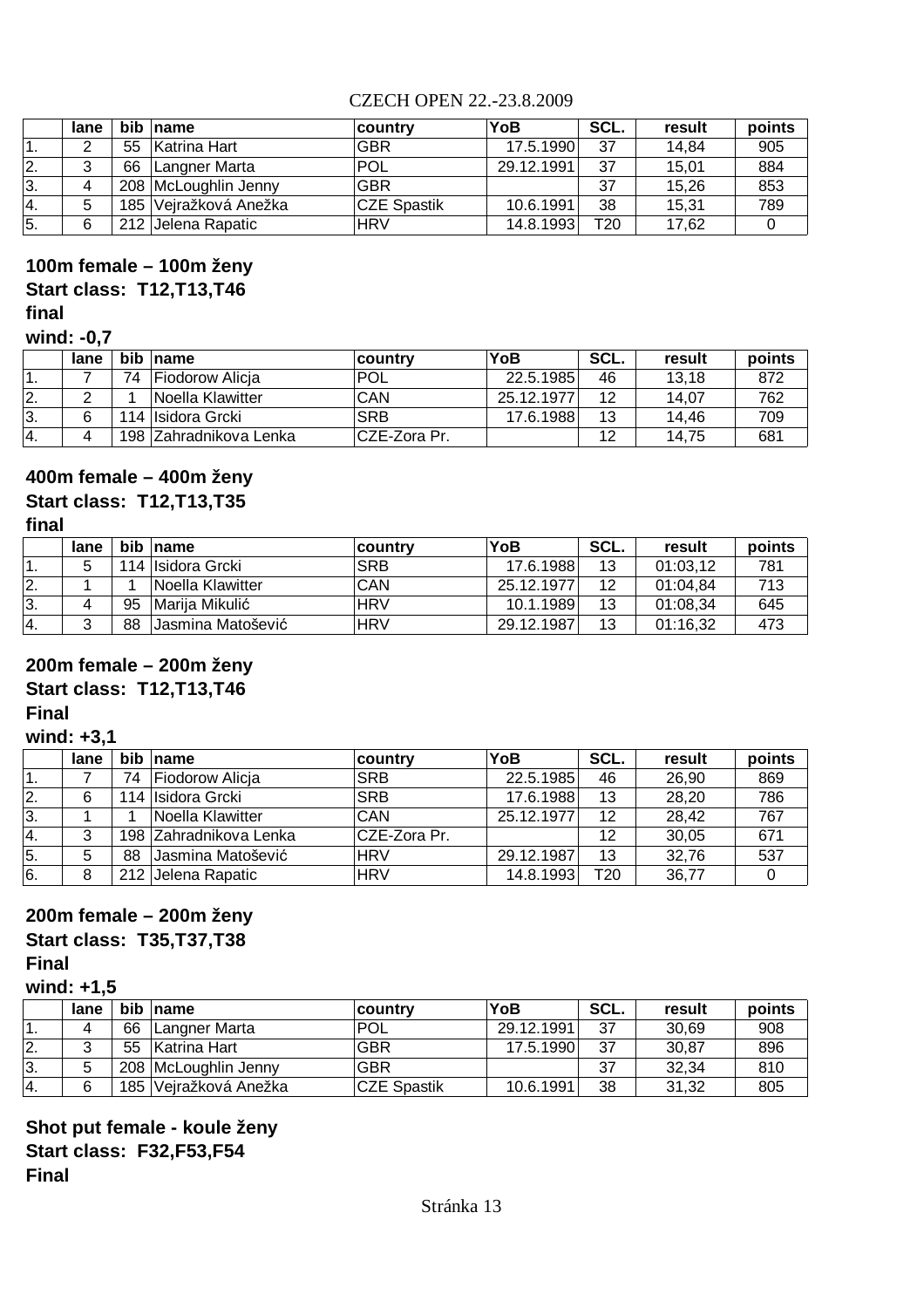CZECH OPEN 22.-23.8.2009

| | lane | bib | name | country | YoB | SCL. | result | points |
|---|---|---|---|---|---|---|---|---|
| 1. | 2 | 55 | Katrina Hart | GBR | 17.5.1990 | 37 | 14,84 | 905 |
| 2. | 3 | 66 | Langner Marta | POL | 29.12.1991 | 37 | 15,01 | 884 |
| 3. | 4 | 208 | McLoughlin Jenny | GBR | | 37 | 15,26 | 853 |
| 4. | 5 | 185 | Vejražková Anežka | CZE Spastik | 10.6.1991 | 38 | 15,31 | 789 |
| 5. | 6 | 212 | Jelena Rapatic | HRV | 14.8.1993 | T20 | 17,62 | 0 |

**100m female – 100m ženy**
**Start class: T12,T13,T46**
**final**
**wind: -0,7**

| | lane | bib | name | country | YoB | SCL. | result | points |
|---|---|---|---|---|---|---|---|---|
| 1. | 7 | 74 | Fiodorow Alicja | POL | 22.5.1985 | 46 | 13,18 | 872 |
| 2. | 2 | 1 | Noella Klawitter | CAN | 25.12.1977 | 12 | 14,07 | 762 |
| 3. | 6 | 114 | Isidora Grcki | SRB | 17.6.1988 | 13 | 14,46 | 709 |
| 4. | 4 | 198 | Zahradnikova Lenka | CZE-Zora Pr. | | 12 | 14,75 | 681 |

**400m female – 400m ženy**
**Start class: T12,T13,T35**
**final**

| | lane | bib | name | country | YoB | SCL. | result | points |
|---|---|---|---|---|---|---|---|---|
| 1. | 5 | 114 | Isidora Grcki | SRB | 17.6.1988 | 13 | 01:03,12 | 781 |
| 2. | 1 | 1 | Noella Klawitter | CAN | 25.12.1977 | 12 | 01:04,84 | 713 |
| 3. | 4 | 95 | Marija Mikulić | HRV | 10.1.1989 | 13 | 01:08,34 | 645 |
| 4. | 3 | 88 | Jasmina Matošević | HRV | 29.12.1987 | 13 | 01:16,32 | 473 |

**200m female – 200m ženy**
**Start class: T12,T13,T46**
**Final**
**wind: +3,1**

| | lane | bib | name | country | YoB | SCL. | result | points |
|---|---|---|---|---|---|---|---|---|
| 1. | 7 | 74 | Fiodorow Alicja | SRB | 22.5.1985 | 46 | 26,90 | 869 |
| 2. | 6 | 114 | Isidora Grcki | SRB | 17.6.1988 | 13 | 28,20 | 786 |
| 3. | 1 | 1 | Noella Klawitter | CAN | 25.12.1977 | 12 | 28,42 | 767 |
| 4. | 3 | 198 | Zahradnikova Lenka | CZE-Zora Pr. | | 12 | 30,05 | 671 |
| 5. | 5 | 88 | Jasmina Matošević | HRV | 29.12.1987 | 13 | 32,76 | 537 |
| 6. | 8 | 212 | Jelena Rapatic | HRV | 14.8.1993 | T20 | 36,77 | 0 |

**200m female – 200m ženy**
**Start class: T35,T37,T38**
**Final**
**wind: +1,5**

| | lane | bib | name | country | YoB | SCL. | result | points |
|---|---|---|---|---|---|---|---|---|
| 1. | 4 | 66 | Langner Marta | POL | 29.12.1991 | 37 | 30,69 | 908 |
| 2. | 3 | 55 | Katrina Hart | GBR | 17.5.1990 | 37 | 30,87 | 896 |
| 3. | 5 | 208 | McLoughlin Jenny | GBR | | 37 | 32,34 | 810 |
| 4. | 6 | 185 | Vejražková Anežka | CZE Spastik | 10.6.1991 | 38 | 31,32 | 805 |

**Shot put female - koule ženy**
**Start class: F32,F53,F54**
**Final**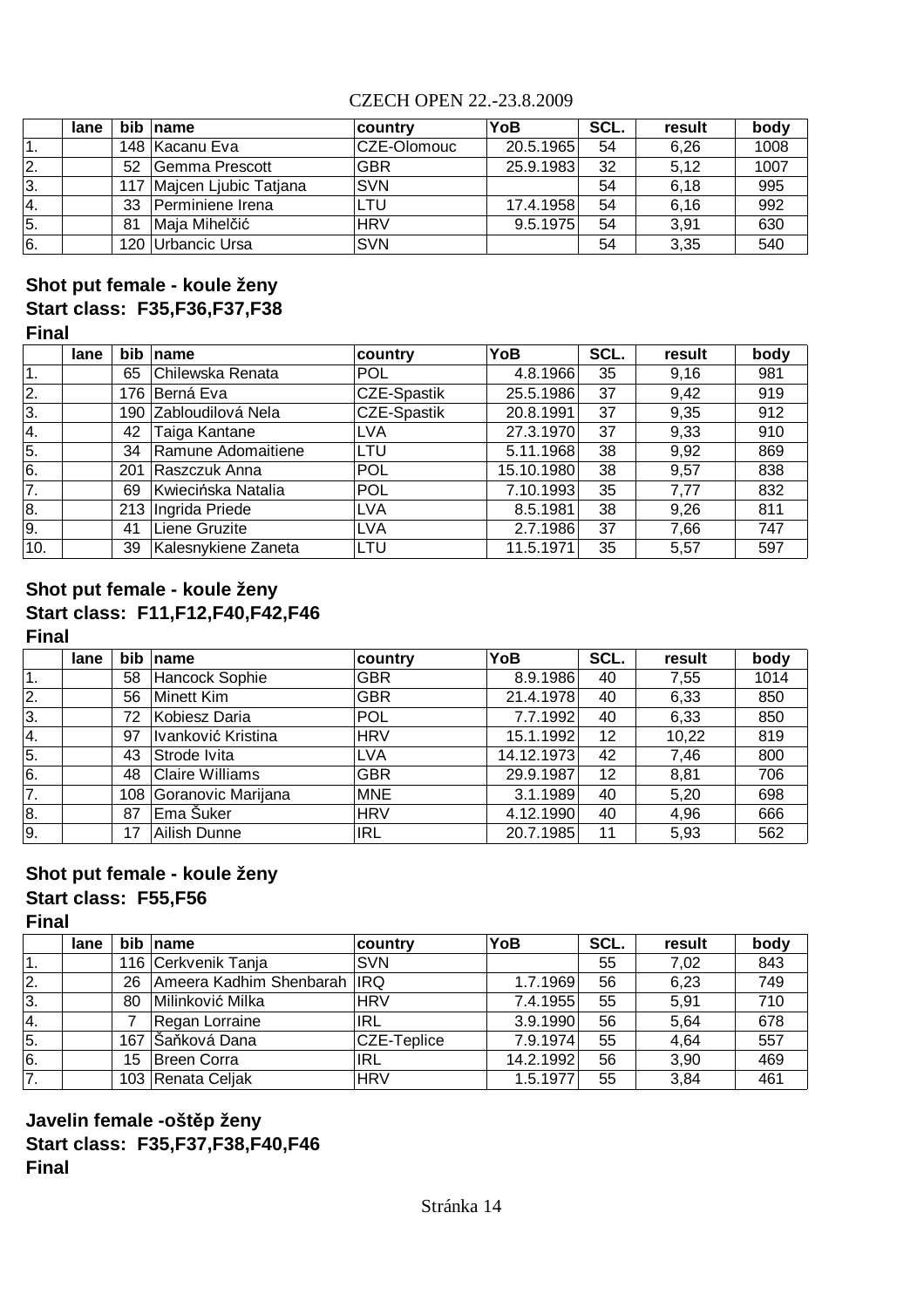| | lane | bib | name | country | YoB | SCL. | result | body |
|---|---|---|---|---|---|---|---|---|
| 1. | | 148 | Kacanu Eva | CZE-Olomouc | 20.5.1965 | 54 | 6,26 | 1008 |
| 2. | | 52 | Gemma Prescott | GBR | 25.9.1983 | 32 | 5,12 | 1007 |
| 3. | | 117 | Majcen Ljubic Tatjana | SVN | | 54 | 6,18 | 995 |
| 4. | | 33 | Perminiene Irena | LTU | 17.4.1958 | 54 | 6,16 | 992 |
| 5. | | 81 | Maja Mihelčić | HRV | 9.5.1975 | 54 | 3,91 | 630 |
| 6. | | 120 | Urbancic Ursa | SVN | | 54 | 3,35 | 540 |

**Shot put female - koule ženy**
**Start class: F35,F36,F37,F38**
**Final**

| | lane | bib | name | country | YoB | SCL. | result | body |
|---|---|---|---|---|---|---|---|---|
| 1. | | 65 | Chilewska Renata | POL | 4.8.1966 | 35 | 9,16 | 981 |
| 2. | | 176 | Berná Eva | CZE-Spastik | 25.5.1986 | 37 | 9,42 | 919 |
| 3. | | 190 | Zabloudilová Nela | CZE-Spastik | 20.8.1991 | 37 | 9,35 | 912 |
| 4. | | 42 | Taiga Kantane | LVA | 27.3.1970 | 37 | 9,33 | 910 |
| 5. | | 34 | Ramune Adomaitiene | LTU | 5.11.1968 | 38 | 9,92 | 869 |
| 6. | | 201 | Raszczuk Anna | POL | 15.10.1980 | 38 | 9,57 | 838 |
| 7. | | 69 | Kwiecińska Natalia | POL | 7.10.1993 | 35 | 7,77 | 832 |
| 8. | | 213 | Ingrida Priede | LVA | 8.5.1981 | 38 | 9,26 | 811 |
| 9. | | 41 | Liene Gruzite | LVA | 2.7.1986 | 37 | 7,66 | 747 |
| 10. | | 39 | Kalesnykiene Zaneta | LTU | 11.5.1971 | 35 | 5,57 | 597 |

**Shot put female - koule ženy**
**Start class: F11,F12,F40,F42,F46**
**Final**

| | lane | bib | name | country | YoB | SCL. | result | body |
|---|---|---|---|---|---|---|---|---|
| 1. | | 58 | Hancock Sophie | GBR | 8.9.1986 | 40 | 7,55 | 1014 |
| 2. | | 56 | Minett Kim | GBR | 21.4.1978 | 40 | 6,33 | 850 |
| 3. | | 72 | Kobiesz Daria | POL | 7.7.1992 | 40 | 6,33 | 850 |
| 4. | | 97 | Ivanković Kristina | HRV | 15.1.1992 | 12 | 10,22 | 819 |
| 5. | | 43 | Strode Ivita | LVA | 14.12.1973 | 42 | 7,46 | 800 |
| 6. | | 48 | Claire Williams | GBR | 29.9.1987 | 12 | 8,81 | 706 |
| 7. | | 108 | Goranovic Marijana | MNE | 3.1.1989 | 40 | 5,20 | 698 |
| 8. | | 87 | Ema Šuker | HRV | 4.12.1990 | 40 | 4,96 | 666 |
| 9. | | 17 | Ailish Dunne | IRL | 20.7.1985 | 11 | 5,93 | 562 |

**Shot put female - koule ženy**
**Start class: F55,F56**
**Final**

| | lane | bib | name | country | YoB | SCL. | result | body |
|---|---|---|---|---|---|---|---|---|
| 1. | | 116 | Cerkvenik Tanja | SVN | | 55 | 7,02 | 843 |
| 2. | | 26 | Ameera Kadhim Shenbarah | IRQ | 1.7.1969 | 56 | 6,23 | 749 |
| 3. | | 80 | Milinković Milka | HRV | 7.4.1955 | 55 | 5,91 | 710 |
| 4. | | 7 | Regan Lorraine | IRL | 3.9.1990 | 56 | 5,64 | 678 |
| 5. | | 167 | Šaňková Dana | CZE-Teplice | 7.9.1974 | 55 | 4,64 | 557 |
| 6. | | 15 | Breen Corra | IRL | 14.2.1992 | 56 | 3,90 | 469 |
| 7. | | 103 | Renata Celjak | HRV | 1.5.1977 | 55 | 3,84 | 461 |

**Javelin female -oštěp ženy**
**Start class: F35,F37,F38,F40,F46**
**Final**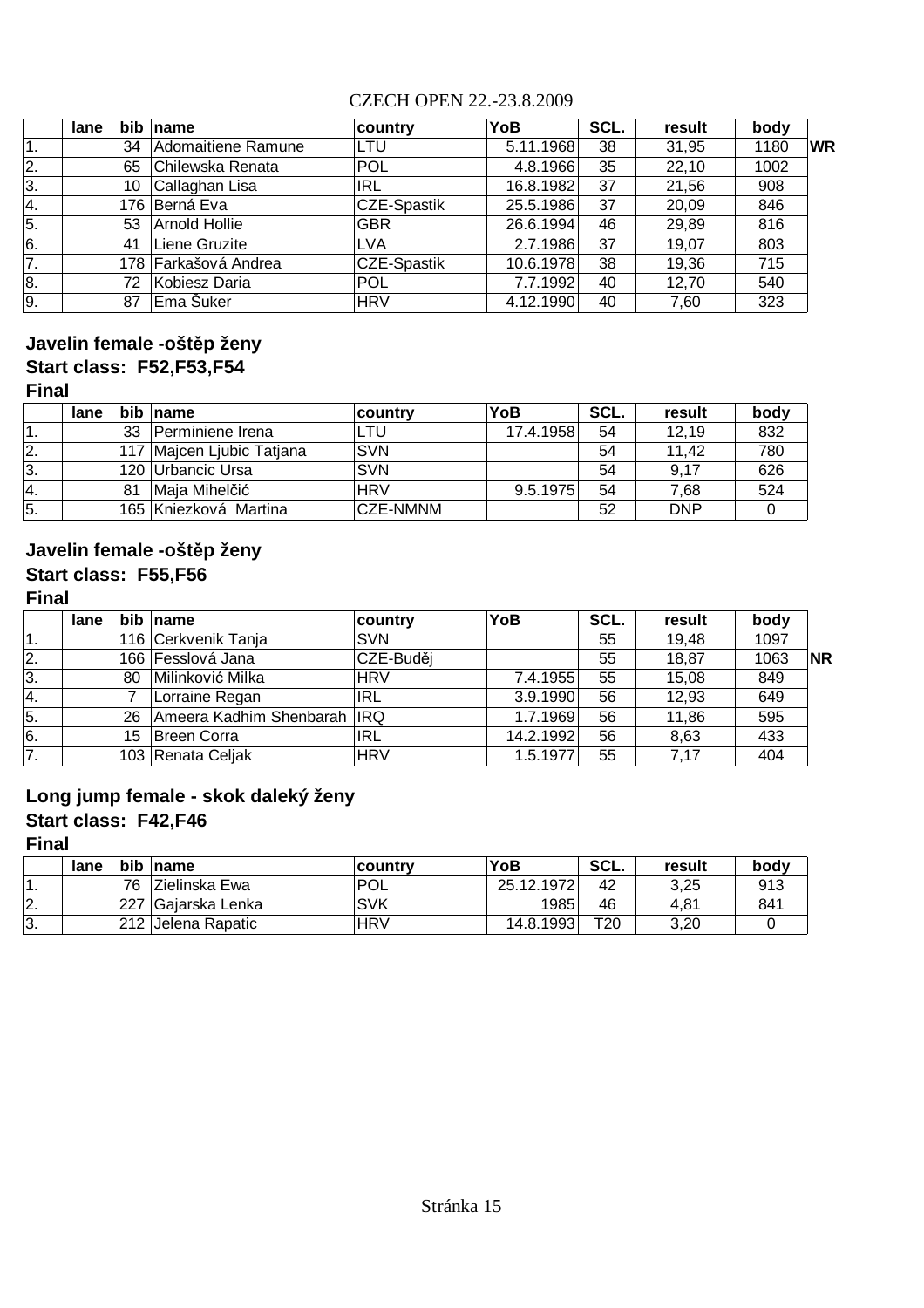CZECH OPEN 22.-23.8.2009

| | lane | bib | name | country | YoB | SCL. | result | body | |
|---|---|---|---|---|---|---|---|---|---|
| 1. | | 34 | Adomaitiene Ramune | LTU | 5.11.1968 | 38 | 31,95 | 1180 | WR |
| 2. | | 65 | Chilewska Renata | POL | 4.8.1966 | 35 | 22,10 | 1002 | |
| 3. | | 10 | Callaghan Lisa | IRL | 16.8.1982 | 37 | 21,56 | 908 | |
| 4. | | 176 | Berná Eva | CZE-Spastik | 25.5.1986 | 37 | 20,09 | 846 | |
| 5. | | 53 | Arnold Hollie | GBR | 26.6.1994 | 46 | 29,89 | 816 | |
| 6. | | 41 | Liene Gruzite | LVA | 2.7.1986 | 37 | 19,07 | 803 | |
| 7. | | 178 | Farkašová Andrea | CZE-Spastik | 10.6.1978 | 38 | 19,36 | 715 | |
| 8. | | 72 | Kobiesz Daria | POL | 7.7.1992 | 40 | 12,70 | 540 | |
| 9. | | 87 | Ema Šuker | HRV | 4.12.1990 | 40 | 7,60 | 323 | |

## Javelin female -oštěp ženy
### Start class: F52,F53,F54
### Final

| | lane | bib | name | country | YoB | SCL. | result | body |
|---|---|---|---|---|---|---|---|---|
| 1. | | 33 | Perminiene Irena | LTU | 17.4.1958 | 54 | 12,19 | 832 |
| 2. | | 117 | Majcen Ljubic Tatjana | SVN | | 54 | 11,42 | 780 |
| 3. | | 120 | Urbancic Ursa | SVN | | 54 | 9,17 | 626 |
| 4. | | 81 | Maja Mihelčić | HRV | 9.5.1975 | 54 | 7,68 | 524 |
| 5. | | 165 | Kniezková Martina | CZE-NMNM | | 52 | DNP | 0 |

## Javelin female -oštěp ženy
### Start class: F55,F56
### Final

| | lane | bib | name | country | YoB | SCL. | result | body | |
|---|---|---|---|---|---|---|---|---|---|
| 1. | | 116 | Cerkvenik Tanja | SVN | | 55 | 19,48 | 1097 | |
| 2. | | 166 | Fesslová Jana | CZE-Buděj | | 55 | 18,87 | 1063 | NR |
| 3. | | 80 | Milinković Milka | HRV | 7.4.1955 | 55 | 15,08 | 849 | |
| 4. | | 7 | Lorraine Regan | IRL | 3.9.1990 | 56 | 12,93 | 649 | |
| 5. | | 26 | Ameera Kadhim Shenbarah | IRQ | 1.7.1969 | 56 | 11,86 | 595 | |
| 6. | | 15 | Breen Corra | IRL | 14.2.1992 | 56 | 8,63 | 433 | |
| 7. | | 103 | Renata Celjak | HRV | 1.5.1977 | 55 | 7,17 | 404 | |

## Long jump female - skok daleký ženy
### Start class: F42,F46
### Final

| | lane | bib | name | country | YoB | SCL. | result | body |
|---|---|---|---|---|---|---|---|---|
| 1. | | 76 | Zielinska Ewa | POL | 25.12.1972 | 42 | 3,25 | 913 |
| 2. | | 227 | Gajarska Lenka | SVK | 1985 | 46 | 4,81 | 841 |
| 3. | | 212 | Jelena Rapatic | HRV | 14.8.1993 | T20 | 3,20 | 0 |